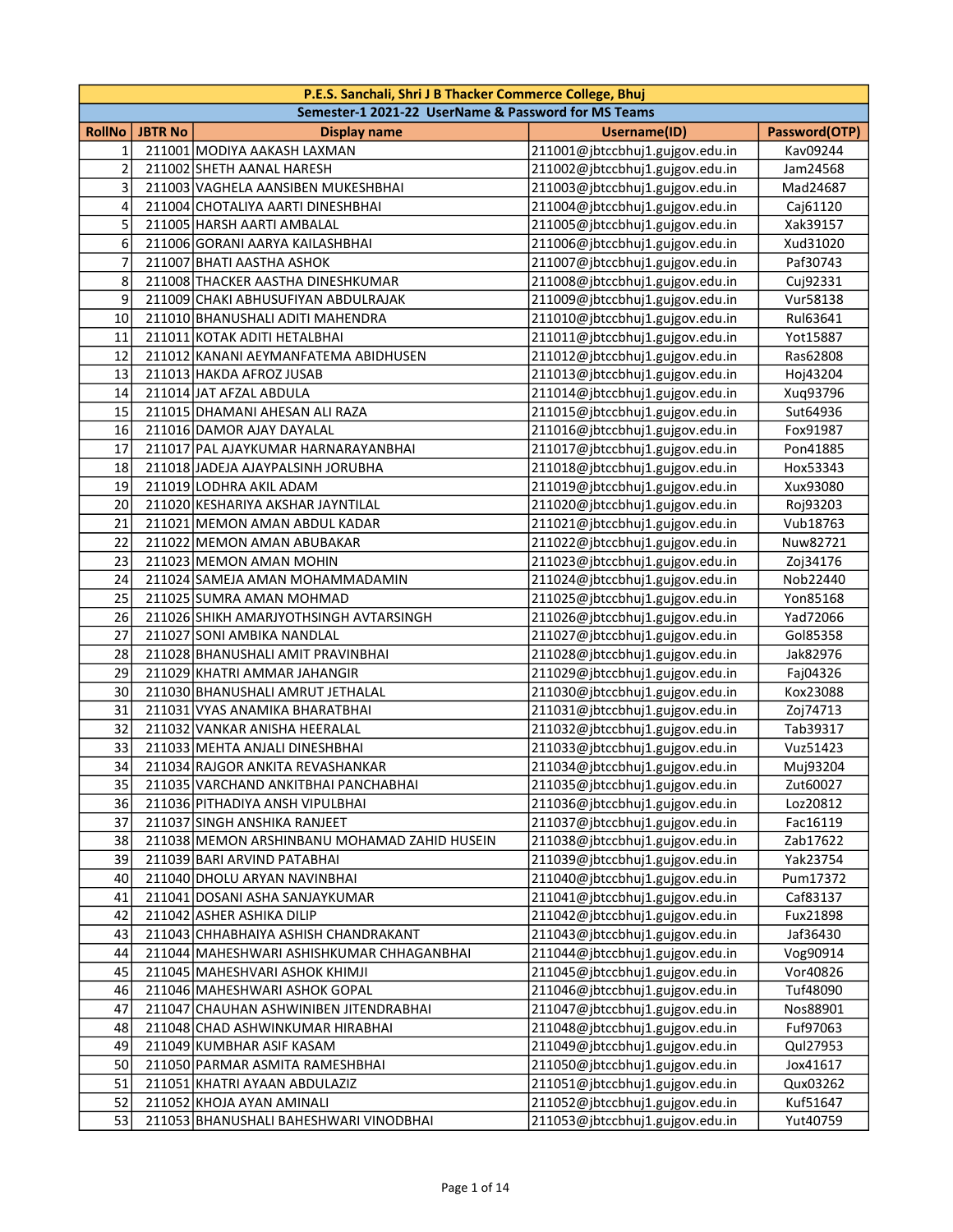| P.E.S. Sanchali, Shri J B Thacker Commerce College, Bhuj | | | | |
|---|---|---|---|---|
| Semester-1 2021-22 UserName & Password for MS Teams | | | | |
| RollNo | JBTR No | Display name | Username(ID) | Password(OTP) |
| 1 | 211001 | MODIYA AAKASH LAXMAN | 211001@jbtccbhuj1.gujgov.edu.in | Kav09244 |
| 2 | 211002 | SHETH AANAL HARESH | 211002@jbtccbhuj1.gujgov.edu.in | Jam24568 |
| 3 | 211003 | VAGHELA AANSIBEN MUKESHBHAI | 211003@jbtccbhuj1.gujgov.edu.in | Mad24687 |
| 4 | 211004 | CHOTALIYA AARTI DINESHBHAI | 211004@jbtccbhuj1.gujgov.edu.in | Caj61120 |
| 5 | 211005 | HARSH AARTI AMBALAL | 211005@jbtccbhuj1.gujgov.edu.in | Xak39157 |
| 6 | 211006 | GORANI AARYA KAILASHBHAI | 211006@jbtccbhuj1.gujgov.edu.in | Xud31020 |
| 7 | 211007 | BHATI AASTHA ASHOK | 211007@jbtccbhuj1.gujgov.edu.in | Paf30743 |
| 8 | 211008 | THACKER AASTHA DINESHKUMAR | 211008@jbtccbhuj1.gujgov.edu.in | Cuj92331 |
| 9 | 211009 | CHAKI ABHUSUFIYAN ABDULRAJAK | 211009@jbtccbhuj1.gujgov.edu.in | Vur58138 |
| 10 | 211010 | BHANUSHALI ADITI MAHENDRA | 211010@jbtccbhuj1.gujgov.edu.in | Rul63641 |
| 11 | 211011 | KOTAK ADITI HETALBHAI | 211011@jbtccbhuj1.gujgov.edu.in | Yot15887 |
| 12 | 211012 | KANANI AEYMANFATEMA ABIDHUSEN | 211012@jbtccbhuj1.gujgov.edu.in | Ras62808 |
| 13 | 211013 | HAKDA AFROZ JUSAB | 211013@jbtccbhuj1.gujgov.edu.in | Hoj43204 |
| 14 | 211014 | JAT AFZAL ABDULA | 211014@jbtccbhuj1.gujgov.edu.in | Xuq93796 |
| 15 | 211015 | DHAMANI AHESAN ALI RAZA | 211015@jbtccbhuj1.gujgov.edu.in | Sut64936 |
| 16 | 211016 | DAMOR AJAY DAYALAL | 211016@jbtccbhuj1.gujgov.edu.in | Fox91987 |
| 17 | 211017 | PAL AJAYKUMAR HARNARAYANBHAI | 211017@jbtccbhuj1.gujgov.edu.in | Pon41885 |
| 18 | 211018 | JADEJA AJAYPALSINH JORUBHA | 211018@jbtccbhuj1.gujgov.edu.in | Hox53343 |
| 19 | 211019 | LODHRA AKIL ADAM | 211019@jbtccbhuj1.gujgov.edu.in | Xux93080 |
| 20 | 211020 | KESHARIYA AKSHAR JAYNTILAL | 211020@jbtccbhuj1.gujgov.edu.in | Roj93203 |
| 21 | 211021 | MEMON AMAN ABDUL KADAR | 211021@jbtccbhuj1.gujgov.edu.in | Vub18763 |
| 22 | 211022 | MEMON AMAN ABUBAKAR | 211022@jbtccbhuj1.gujgov.edu.in | Nuw82721 |
| 23 | 211023 | MEMON AMAN MOHIN | 211023@jbtccbhuj1.gujgov.edu.in | Zoj34176 |
| 24 | 211024 | SAMEJA AMAN MOHAMMADAMIN | 211024@jbtccbhuj1.gujgov.edu.in | Nob22440 |
| 25 | 211025 | SUMRA AMAN MOHMAD | 211025@jbtccbhuj1.gujgov.edu.in | Yon85168 |
| 26 | 211026 | SHIKH AMARJYOTHSINGH AVTARSINGH | 211026@jbtccbhuj1.gujgov.edu.in | Yad72066 |
| 27 | 211027 | SONI AMBIKA NANDLAL | 211027@jbtccbhuj1.gujgov.edu.in | Gol85358 |
| 28 | 211028 | BHANUSHALI AMIT PRAVINBHAI | 211028@jbtccbhuj1.gujgov.edu.in | Jak82976 |
| 29 | 211029 | KHATRI AMMAR JAHANGIR | 211029@jbtccbhuj1.gujgov.edu.in | Faj04326 |
| 30 | 211030 | BHANUSHALI AMRUT JETHALAL | 211030@jbtccbhuj1.gujgov.edu.in | Kox23088 |
| 31 | 211031 | VYAS ANAMIKA BHARATBHAI | 211031@jbtccbhuj1.gujgov.edu.in | Zoj74713 |
| 32 | 211032 | VANKAR ANISHA HEERALAL | 211032@jbtccbhuj1.gujgov.edu.in | Tab39317 |
| 33 | 211033 | MEHTA ANJALI DINESHBHAI | 211033@jbtccbhuj1.gujgov.edu.in | Vuz51423 |
| 34 | 211034 | RAJGOR ANKITA REVASHANKAR | 211034@jbtccbhuj1.gujgov.edu.in | Muj93204 |
| 35 | 211035 | VARCHAND ANKITBHAI PANCHABHAI | 211035@jbtccbhuj1.gujgov.edu.in | Zut60027 |
| 36 | 211036 | PITHADIYA ANSH VIPULBHAI | 211036@jbtccbhuj1.gujgov.edu.in | Loz20812 |
| 37 | 211037 | SINGH ANSHIKA RANJEET | 211037@jbtccbhuj1.gujgov.edu.in | Fac16119 |
| 38 | 211038 | MEMON ARSHINBANU MOHAMAD ZAHID HUSEIN | 211038@jbtccbhuj1.gujgov.edu.in | Zab17622 |
| 39 | 211039 | BARI ARVIND PATABHAI | 211039@jbtccbhuj1.gujgov.edu.in | Yak23754 |
| 40 | 211040 | DHOLU ARYAN NAVINBHAI | 211040@jbtccbhuj1.gujgov.edu.in | Pum17372 |
| 41 | 211041 | DOSANI ASHA SANJAYKUMAR | 211041@jbtccbhuj1.gujgov.edu.in | Caf83137 |
| 42 | 211042 | ASHER ASHIKA DILIP | 211042@jbtccbhuj1.gujgov.edu.in | Fux21898 |
| 43 | 211043 | CHHABHAIYA ASHISH CHANDRAKANT | 211043@jbtccbhuj1.gujgov.edu.in | Jaf36430 |
| 44 | 211044 | MAHESHWARI ASHISHKUMAR CHHAGANBHAI | 211044@jbtccbhuj1.gujgov.edu.in | Vog90914 |
| 45 | 211045 | MAHESHVARI ASHOK KHIMJI | 211045@jbtccbhuj1.gujgov.edu.in | Vor40826 |
| 46 | 211046 | MAHESHWARI ASHOK GOPAL | 211046@jbtccbhuj1.gujgov.edu.in | Tuf48090 |
| 47 | 211047 | CHAUHAN ASHWINIBEN JITENDRABHAI | 211047@jbtccbhuj1.gujgov.edu.in | Nos88901 |
| 48 | 211048 | CHAD ASHWINKUMAR HIRABHAI | 211048@jbtccbhuj1.gujgov.edu.in | Fuf97063 |
| 49 | 211049 | KUMBHAR ASIF KASAM | 211049@jbtccbhuj1.gujgov.edu.in | Qul27953 |
| 50 | 211050 | PARMAR ASMITA RAMESHBHAI | 211050@jbtccbhuj1.gujgov.edu.in | Jox41617 |
| 51 | 211051 | KHATRI AYAAN ABDULAZIZ | 211051@jbtccbhuj1.gujgov.edu.in | Qux03262 |
| 52 | 211052 | KHOJA AYAN AMINALI | 211052@jbtccbhuj1.gujgov.edu.in | Kuf51647 |
| 53 | 211053 | BHANUSHALI BAHESHWARI VINODBHAI | 211053@jbtccbhuj1.gujgov.edu.in | Yut40759 |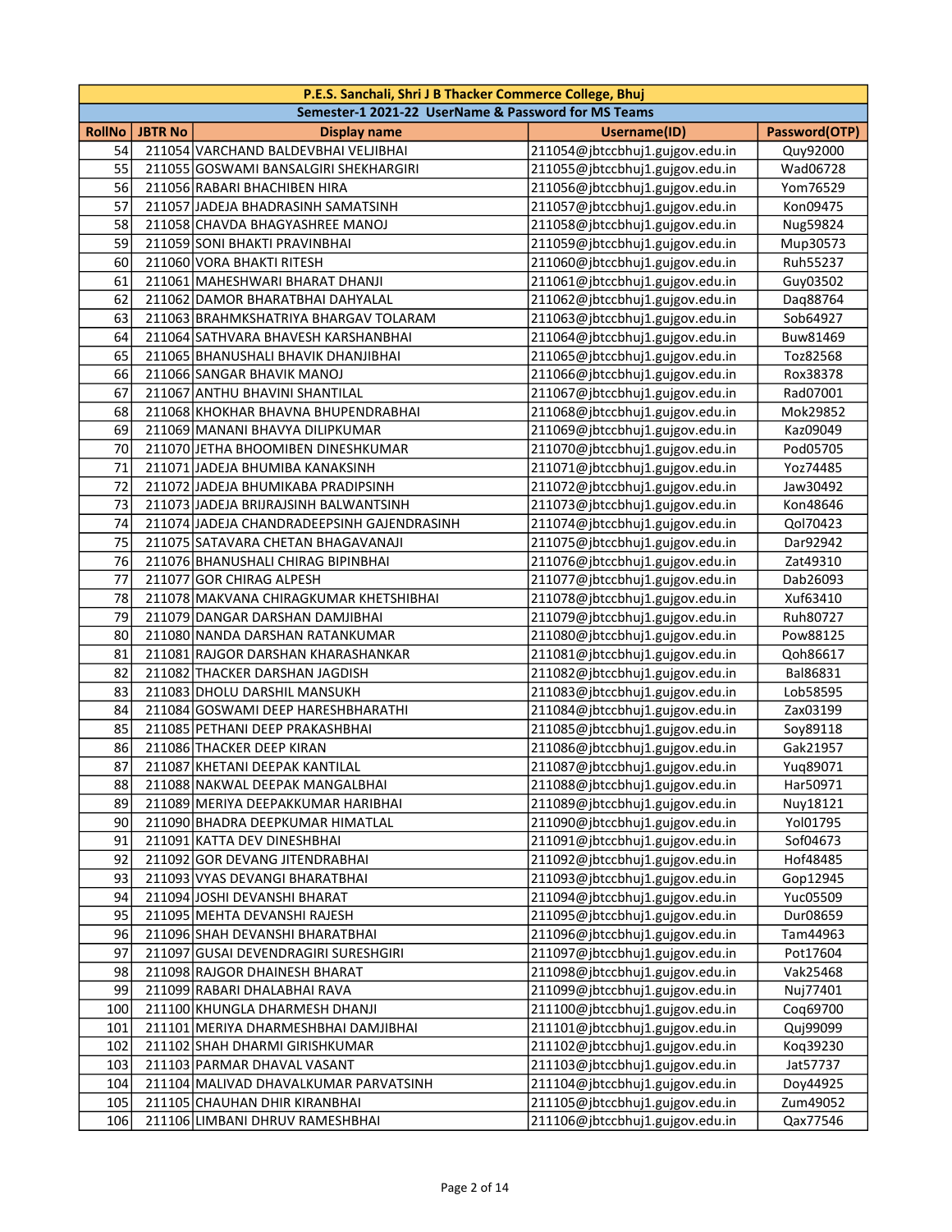| P.E.S. Sanchali, Shri J B Thacker Commerce College, Bhuj | | | | |
|---|---|---|---|---|
| Semester-1 2021-22 UserName & Password for MS Teams | | | | |
| **RollNo** | **JBTR No** | **Display name** | **Username(ID)** | **Password(OTP)** |
| 54 | 211054 | VARCHAND BALDEVBHAI VELJIBHAI | 211054@jbtccbhuj1.gujgov.edu.in | Quy92000 |
| 55 | 211055 | GOSWAMI BANSALGIRI SHEKHARGIRI | 211055@jbtccbhuj1.gujgov.edu.in | Wad06728 |
| 56 | 211056 | RABARI BHACHIBEN HIRA | 211056@jbtccbhuj1.gujgov.edu.in | Yom76529 |
| 57 | 211057 | JADEJA BHADRASINH SAMATSINH | 211057@jbtccbhuj1.gujgov.edu.in | Kon09475 |
| 58 | 211058 | CHAVDA BHAGYASHREE MANOJ | 211058@jbtccbhuj1.gujgov.edu.in | Nug59824 |
| 59 | 211059 | SONI BHAKTI PRAVINBHAI | 211059@jbtccbhuj1.gujgov.edu.in | Mup30573 |
| 60 | 211060 | VORA BHAKTI RITESH | 211060@jbtccbhuj1.gujgov.edu.in | Ruh55237 |
| 61 | 211061 | MAHESHWARI BHARAT DHANJI | 211061@jbtccbhuj1.gujgov.edu.in | Guy03502 |
| 62 | 211062 | DAMOR BHARATBHAI DAHYALAL | 211062@jbtccbhuj1.gujgov.edu.in | Daq88764 |
| 63 | 211063 | BRAHMKSHATRIYA BHARGAV TOLARAM | 211063@jbtccbhuj1.gujgov.edu.in | Sob64927 |
| 64 | 211064 | SATHVARA BHAVESH KARSHANBHAI | 211064@jbtccbhuj1.gujgov.edu.in | Buw81469 |
| 65 | 211065 | BHANUSHALI BHAVIK DHANJIBHAI | 211065@jbtccbhuj1.gujgov.edu.in | Toz82568 |
| 66 | 211066 | SANGAR BHAVIK MANOJ | 211066@jbtccbhuj1.gujgov.edu.in | Rox38378 |
| 67 | 211067 | ANTHU BHAVINI SHANTILAL | 211067@jbtccbhuj1.gujgov.edu.in | Rad07001 |
| 68 | 211068 | KHOKHAR BHAVNA BHUPENDRABHAI | 211068@jbtccbhuj1.gujgov.edu.in | Mok29852 |
| 69 | 211069 | MANANI BHAVYA DILIPKUMAR | 211069@jbtccbhuj1.gujgov.edu.in | Kaz09049 |
| 70 | 211070 | JETHA BHOOMIBEN DINESHKUMAR | 211070@jbtccbhuj1.gujgov.edu.in | Pod05705 |
| 71 | 211071 | JADEJA BHUMIBA KANAKSINH | 211071@jbtccbhuj1.gujgov.edu.in | Yoz74485 |
| 72 | 211072 | JADEJA BHUMIKABA PRADIPSINH | 211072@jbtccbhuj1.gujgov.edu.in | Jaw30492 |
| 73 | 211073 | JADEJA BRIJRAJSINH BALWANTSINH | 211073@jbtccbhuj1.gujgov.edu.in | Kon48646 |
| 74 | 211074 | JADEJA CHANDRADEEPSINH GAJENDRASINH | 211074@jbtccbhuj1.gujgov.edu.in | Qol70423 |
| 75 | 211075 | SATAVARA CHETAN BHAGAVANAJI | 211075@jbtccbhuj1.gujgov.edu.in | Dar92942 |
| 76 | 211076 | BHANUSHALI CHIRAG BIPINBHAI | 211076@jbtccbhuj1.gujgov.edu.in | Zat49310 |
| 77 | 211077 | GOR CHIRAG ALPESH | 211077@jbtccbhuj1.gujgov.edu.in | Dab26093 |
| 78 | 211078 | MAKVANA CHIRAGKUMAR KHETSHIBHAI | 211078@jbtccbhuj1.gujgov.edu.in | Xuf63410 |
| 79 | 211079 | DANGAR DARSHAN DAMJIBHAI | 211079@jbtccbhuj1.gujgov.edu.in | Ruh80727 |
| 80 | 211080 | NANDA DARSHAN RATANKUMAR | 211080@jbtccbhuj1.gujgov.edu.in | Pow88125 |
| 81 | 211081 | RAJGOR DARSHAN KHARASHANKAR | 211081@jbtccbhuj1.gujgov.edu.in | Qoh86617 |
| 82 | 211082 | THACKER DARSHAN JAGDISH | 211082@jbtccbhuj1.gujgov.edu.in | Bal86831 |
| 83 | 211083 | DHOLU DARSHIL MANSUKH | 211083@jbtccbhuj1.gujgov.edu.in | Lob58595 |
| 84 | 211084 | GOSWAMI DEEP HARESHBHARATHI | 211084@jbtccbhuj1.gujgov.edu.in | Zax03199 |
| 85 | 211085 | PETHANI DEEP PRAKASHBHAI | 211085@jbtccbhuj1.gujgov.edu.in | Soy89118 |
| 86 | 211086 | THACKER DEEP KIRAN | 211086@jbtccbhuj1.gujgov.edu.in | Gak21957 |
| 87 | 211087 | KHETANI DEEPAK KANTILAL | 211087@jbtccbhuj1.gujgov.edu.in | Yuq89071 |
| 88 | 211088 | NAKWAL DEEPAK MANGALBHAI | 211088@jbtccbhuj1.gujgov.edu.in | Har50971 |
| 89 | 211089 | MERIYA DEEPAKKUMAR HARIBHAI | 211089@jbtccbhuj1.gujgov.edu.in | Nuy18121 |
| 90 | 211090 | BHADRA DEEPKUMAR HIMATLAL | 211090@jbtccbhuj1.gujgov.edu.in | Yol01795 |
| 91 | 211091 | KATTA DEV DINESHBHAI | 211091@jbtccbhuj1.gujgov.edu.in | Sof04673 |
| 92 | 211092 | GOR DEVANG JITENDRABHAI | 211092@jbtccbhuj1.gujgov.edu.in | Hof48485 |
| 93 | 211093 | VYAS DEVANGI BHARATBHAI | 211093@jbtccbhuj1.gujgov.edu.in | Gop12945 |
| 94 | 211094 | JOSHI DEVANSHI BHARAT | 211094@jbtccbhuj1.gujgov.edu.in | Yuc05509 |
| 95 | 211095 | MEHTA DEVANSHI RAJESH | 211095@jbtccbhuj1.gujgov.edu.in | Dur08659 |
| 96 | 211096 | SHAH DEVANSHI BHARATBHAI | 211096@jbtccbhuj1.gujgov.edu.in | Tam44963 |
| 97 | 211097 | GUSAI DEVENDRAGIRI SURESHGIRI | 211097@jbtccbhuj1.gujgov.edu.in | Pot17604 |
| 98 | 211098 | RAJGOR DHAINESH BHARAT | 211098@jbtccbhuj1.gujgov.edu.in | Vak25468 |
| 99 | 211099 | RABARI DHALABHAI RAVA | 211099@jbtccbhuj1.gujgov.edu.in | Nuj77401 |
| 100 | 211100 | KHUNGLA DHARMESH DHANJI | 211100@jbtccbhuj1.gujgov.edu.in | Coq69700 |
| 101 | 211101 | MERIYA DHARMESHBHAI DAMJIBHAI | 211101@jbtccbhuj1.gujgov.edu.in | Quj99099 |
| 102 | 211102 | SHAH DHARMI GIRISHKUMAR | 211102@jbtccbhuj1.gujgov.edu.in | Koq39230 |
| 103 | 211103 | PARMAR DHAVAL VASANT | 211103@jbtccbhuj1.gujgov.edu.in | Jat57737 |
| 104 | 211104 | MALIVAD DHAVALKUMAR PARVATSINH | 211104@jbtccbhuj1.gujgov.edu.in | Doy44925 |
| 105 | 211105 | CHAUHAN DHIR KIRANBHAI | 211105@jbtccbhuj1.gujgov.edu.in | Zum49052 |
| 106 | 211106 | LIMBANI DHRUV RAMESHBHAI | 211106@jbtccbhuj1.gujgov.edu.in | Qax77546 |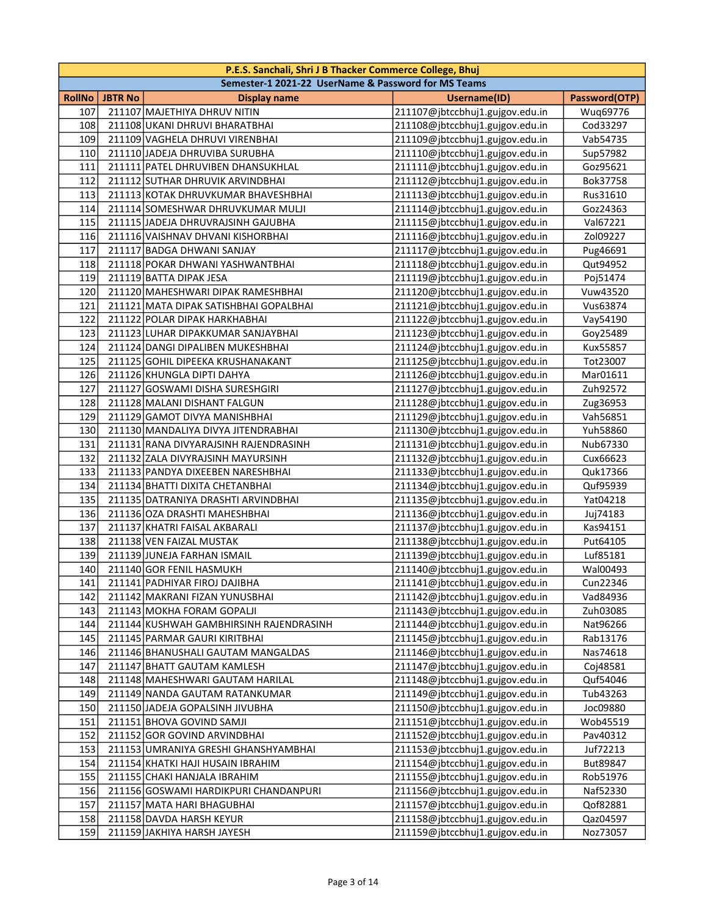| P.E.S. Sanchali, Shri J B Thacker Commerce College, Bhuj | | | | |
|---|---|---|---|---|
| Semester-1 2021-22 UserName & Password for MS Teams | | | | |
| RollNo | JBTR No | Display name | Username(ID) | Password(OTP) |
| 107 | 211107 | MAJETHIYA DHRUV NITIN | 211107@jbtccbhuj1.gujgov.edu.in | Wuq69776 |
| 108 | 211108 | UKANI DHRUVI BHARATBHAI | 211108@jbtccbhuj1.gujgov.edu.in | Cod33297 |
| 109 | 211109 | VAGHELA DHRUVI VIRENBHAI | 211109@jbtccbhuj1.gujgov.edu.in | Vab54735 |
| 110 | 211110 | JADEJA DHRUVIBA SURUBHA | 211110@jbtccbhuj1.gujgov.edu.in | Sup57982 |
| 111 | 211111 | PATEL DHRUVIBEN DHANSUKHLAL | 211111@jbtccbhuj1.gujgov.edu.in | Goz95621 |
| 112 | 211112 | SUTHAR DHRUVIK ARVINDBHAI | 211112@jbtccbhuj1.gujgov.edu.in | Bok37758 |
| 113 | 211113 | KOTAK DHRUVKUMAR BHAVESHBHAI | 211113@jbtccbhuj1.gujgov.edu.in | Rus31610 |
| 114 | 211114 | SOMESHWAR DHRUVKUMAR MULJI | 211114@jbtccbhuj1.gujgov.edu.in | Goz24363 |
| 115 | 211115 | JADEJA DHRUVRAJSINH GAJUBHA | 211115@jbtccbhuj1.gujgov.edu.in | Val67221 |
| 116 | 211116 | VAISHNAV DHVANI KISHORBHAI | 211116@jbtccbhuj1.gujgov.edu.in | Zol09227 |
| 117 | 211117 | BADGA DHWANI SANJAY | 211117@jbtccbhuj1.gujgov.edu.in | Pug46691 |
| 118 | 211118 | POKAR DHWANI YASHWANTBHAI | 211118@jbtccbhuj1.gujgov.edu.in | Qut94952 |
| 119 | 211119 | BATTA DIPAK JESA | 211119@jbtccbhuj1.gujgov.edu.in | Poj51474 |
| 120 | 211120 | MAHESHWARI DIPAK RAMESHBHAI | 211120@jbtccbhuj1.gujgov.edu.in | Vuw43520 |
| 121 | 211121 | MATA DIPAK SATISHBHAI GOPALBHAI | 211121@jbtccbhuj1.gujgov.edu.in | Vus63874 |
| 122 | 211122 | POLAR DIPAK HARKHABHAI | 211122@jbtccbhuj1.gujgov.edu.in | Vay54190 |
| 123 | 211123 | LUHAR DIPAKKUMAR SANJAYBHAI | 211123@jbtccbhuj1.gujgov.edu.in | Goy25489 |
| 124 | 211124 | DANGI DIPALIBEN MUKESHBHAI | 211124@jbtccbhuj1.gujgov.edu.in | Kux55857 |
| 125 | 211125 | GOHIL DIPEEKA KRUSHANAKANT | 211125@jbtccbhuj1.gujgov.edu.in | Tot23007 |
| 126 | 211126 | KHUNGLA DIPTI DAHYA | 211126@jbtccbhuj1.gujgov.edu.in | Mar01611 |
| 127 | 211127 | GOSWAMI DISHA SURESHGIRI | 211127@jbtccbhuj1.gujgov.edu.in | Zuh92572 |
| 128 | 211128 | MALANI DISHANT FALGUN | 211128@jbtccbhuj1.gujgov.edu.in | Zug36953 |
| 129 | 211129 | GAMOT DIVYA MANISHBHAI | 211129@jbtccbhuj1.gujgov.edu.in | Vah56851 |
| 130 | 211130 | MANDALIYA DIVYA JITENDRABHAI | 211130@jbtccbhuj1.gujgov.edu.in | Yuh58860 |
| 131 | 211131 | RANA DIVYARAJSINH RAJENDRASINH | 211131@jbtccbhuj1.gujgov.edu.in | Nub67330 |
| 132 | 211132 | ZALA DIVYRAJSINH MAYURSINH | 211132@jbtccbhuj1.gujgov.edu.in | Cux66623 |
| 133 | 211133 | PANDYA DIXEEBEN NARESHBHAI | 211133@jbtccbhuj1.gujgov.edu.in | Quk17366 |
| 134 | 211134 | BHATTI DIXITA CHETANBHAI | 211134@jbtccbhuj1.gujgov.edu.in | Quf95939 |
| 135 | 211135 | DATRANIYA DRASHTI ARVINDBHAI | 211135@jbtccbhuj1.gujgov.edu.in | Yat04218 |
| 136 | 211136 | OZA DRASHTI MAHESHBHAI | 211136@jbtccbhuj1.gujgov.edu.in | Juj74183 |
| 137 | 211137 | KHATRI FAISAL AKBARALI | 211137@jbtccbhuj1.gujgov.edu.in | Kas94151 |
| 138 | 211138 | VEN FAIZAL MUSTAK | 211138@jbtccbhuj1.gujgov.edu.in | Put64105 |
| 139 | 211139 | JUNEJA FARHAN ISMAIL | 211139@jbtccbhuj1.gujgov.edu.in | Luf85181 |
| 140 | 211140 | GOR FENIL HASMUKH | 211140@jbtccbhuj1.gujgov.edu.in | Wal00493 |
| 141 | 211141 | PADHIYAR FIROJ DAJIBHA | 211141@jbtccbhuj1.gujgov.edu.in | Cun22346 |
| 142 | 211142 | MAKRANI FIZAN YUNUSBHAI | 211142@jbtccbhuj1.gujgov.edu.in | Vad84936 |
| 143 | 211143 | MOKHA FORAM GOPALJI | 211143@jbtccbhuj1.gujgov.edu.in | Zuh03085 |
| 144 | 211144 | KUSHWAH GAMBHIRSINH RAJENDRASINH | 211144@jbtccbhuj1.gujgov.edu.in | Nat96266 |
| 145 | 211145 | PARMAR GAURI KIRITBHAI | 211145@jbtccbhuj1.gujgov.edu.in | Rab13176 |
| 146 | 211146 | BHANUSHALI GAUTAM MANGALDAS | 211146@jbtccbhuj1.gujgov.edu.in | Nas74618 |
| 147 | 211147 | BHATT GAUTAM KAMLESH | 211147@jbtccbhuj1.gujgov.edu.in | Coj48581 |
| 148 | 211148 | MAHESHWARI GAUTAM HARILAL | 211148@jbtccbhuj1.gujgov.edu.in | Quf54046 |
| 149 | 211149 | NANDA GAUTAM RATANKUMAR | 211149@jbtccbhuj1.gujgov.edu.in | Tub43263 |
| 150 | 211150 | JADEJA GOPALSINH JIVUBHA | 211150@jbtccbhuj1.gujgov.edu.in | Joc09880 |
| 151 | 211151 | BHOVA GOVIND SAMJI | 211151@jbtccbhuj1.gujgov.edu.in | Wob45519 |
| 152 | 211152 | GOR GOVIND ARVINDBHAI | 211152@jbtccbhuj1.gujgov.edu.in | Pav40312 |
| 153 | 211153 | UMRANIYA GRESHI GHANSHYAMBHAI | 211153@jbtccbhuj1.gujgov.edu.in | Juf72213 |
| 154 | 211154 | KHATKI HAJI HUSAIN IBRAHIM | 211154@jbtccbhuj1.gujgov.edu.in | But89847 |
| 155 | 211155 | CHAKI HANJALA IBRAHIM | 211155@jbtccbhuj1.gujgov.edu.in | Rob51976 |
| 156 | 211156 | GOSWAMI HARDIKPURI CHANDANPURI | 211156@jbtccbhuj1.gujgov.edu.in | Naf52330 |
| 157 | 211157 | MATA HARI BHAGUBHAI | 211157@jbtccbhuj1.gujgov.edu.in | Qof82881 |
| 158 | 211158 | DAVDA HARSH KEYUR | 211158@jbtccbhuj1.gujgov.edu.in | Qaz04597 |
| 159 | 211159 | JAKHIYA HARSH JAYESH | 211159@jbtccbhuj1.gujgov.edu.in | Noz73057 |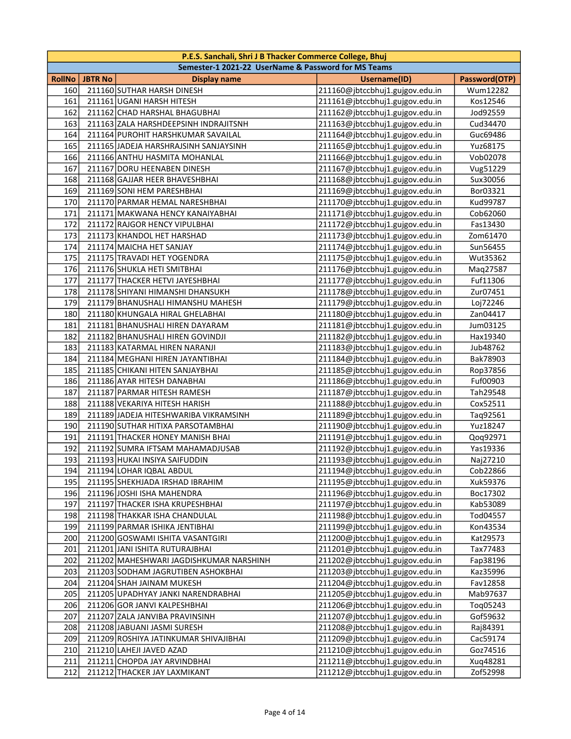| P.E.S. Sanchali, Shri J B Thacker Commerce College, Bhuj | | | | |
|---|---|---|---|---|
| Semester-1 2021-22 UserName & Password for MS Teams | | | | |
| RollNo | JBTR No | Display name | Username(ID) | Password(OTP) |
| 160 | 211160 | SUTHAR HARSH DINESH | 211160@jbtccbhuj1.gujgov.edu.in | Wum12282 |
| 161 | 211161 | UGANI HARSH HITESH | 211161@jbtccbhuj1.gujgov.edu.in | Kos12546 |
| 162 | 211162 | CHAD HARSHAL BHAGUBHAI | 211162@jbtccbhuj1.gujgov.edu.in | Jod92559 |
| 163 | 211163 | ZALA HARSHDEEPSINH INDRAJITSNH | 211163@jbtccbhuj1.gujgov.edu.in | Cud34470 |
| 164 | 211164 | PUROHIT HARSHKUMAR SAVAILAL | 211164@jbtccbhuj1.gujgov.edu.in | Guc69486 |
| 165 | 211165 | JADEJA HARSHRAJSINH SANJAYSINH | 211165@jbtccbhuj1.gujgov.edu.in | Yuz68175 |
| 166 | 211166 | ANTHU HASMITA MOHANLAL | 211166@jbtccbhuj1.gujgov.edu.in | Vob02078 |
| 167 | 211167 | DORU HEENABEN DINESH | 211167@jbtccbhuj1.gujgov.edu.in | Vug51229 |
| 168 | 211168 | GAJJAR HEER BHAVESHBHAI | 211168@jbtccbhuj1.gujgov.edu.in | Sux30056 |
| 169 | 211169 | SONI HEM PARESHBHAI | 211169@jbtccbhuj1.gujgov.edu.in | Bor03321 |
| 170 | 211170 | PARMAR HEMAL NARESHBHAI | 211170@jbtccbhuj1.gujgov.edu.in | Kud99787 |
| 171 | 211171 | MAKWANA HENCY KANAIYABHAI | 211171@jbtccbhuj1.gujgov.edu.in | Cob62060 |
| 172 | 211172 | RAJGOR HENCY VIPULBHAI | 211172@jbtccbhuj1.gujgov.edu.in | Fas13430 |
| 173 | 211173 | KHANDOL HET HARSHAD | 211173@jbtccbhuj1.gujgov.edu.in | Zom61470 |
| 174 | 211174 | MAICHA HET SANJAY | 211174@jbtccbhuj1.gujgov.edu.in | Sun56455 |
| 175 | 211175 | TRAVADI HET YOGENDRA | 211175@jbtccbhuj1.gujgov.edu.in | Wut35362 |
| 176 | 211176 | SHUKLA HETI SMITBHAI | 211176@jbtccbhuj1.gujgov.edu.in | Maq27587 |
| 177 | 211177 | THACKER HETVI JAYESHBHAI | 211177@jbtccbhuj1.gujgov.edu.in | Fuf11306 |
| 178 | 211178 | SHIYANI HIMANSHI DHANSUKH | 211178@jbtccbhuj1.gujgov.edu.in | Zur07451 |
| 179 | 211179 | BHANUSHALI HIMANSHU MAHESH | 211179@jbtccbhuj1.gujgov.edu.in | Loj72246 |
| 180 | 211180 | KHUNGALA HIRAL GHELABHAI | 211180@jbtccbhuj1.gujgov.edu.in | Zan04417 |
| 181 | 211181 | BHANUSHALI HIREN DAYARAM | 211181@jbtccbhuj1.gujgov.edu.in | Jum03125 |
| 182 | 211182 | BHANUSHALI HIREN GOVINDJI | 211182@jbtccbhuj1.gujgov.edu.in | Hax19340 |
| 183 | 211183 | KATARMAL HIREN NARANJI | 211183@jbtccbhuj1.gujgov.edu.in | Jub48762 |
| 184 | 211184 | MEGHANI HIREN JAYANTIBHAI | 211184@jbtccbhuj1.gujgov.edu.in | Bak78903 |
| 185 | 211185 | CHIKANI HITEN SANJAYBHAI | 211185@jbtccbhuj1.gujgov.edu.in | Rop37856 |
| 186 | 211186 | AYAR HITESH DANABHAI | 211186@jbtccbhuj1.gujgov.edu.in | Fuf00903 |
| 187 | 211187 | PARMAR HITESH RAMESH | 211187@jbtccbhuj1.gujgov.edu.in | Tah29548 |
| 188 | 211188 | VEKARIYA HITESH HARISH | 211188@jbtccbhuj1.gujgov.edu.in | Cox52511 |
| 189 | 211189 | JADEJA HITESHWARIBA VIKRAMSINH | 211189@jbtccbhuj1.gujgov.edu.in | Taq92561 |
| 190 | 211190 | SUTHAR HITIXA PARSOTAMBHAI | 211190@jbtccbhuj1.gujgov.edu.in | Yuz18247 |
| 191 | 211191 | THACKER HONEY MANISH BHAI | 211191@jbtccbhuj1.gujgov.edu.in | Qoq92971 |
| 192 | 211192 | SUMRA IFTSAM MAHAMADJUSAB | 211192@jbtccbhuj1.gujgov.edu.in | Yas19336 |
| 193 | 211193 | HUKAI INSIYA SAIFUDDIN | 211193@jbtccbhuj1.gujgov.edu.in | Naj27210 |
| 194 | 211194 | LOHAR IQBAL ABDUL | 211194@jbtccbhuj1.gujgov.edu.in | Cob22866 |
| 195 | 211195 | SHEKHJADA IRSHAD IBRAHIM | 211195@jbtccbhuj1.gujgov.edu.in | Xuk59376 |
| 196 | 211196 | JOSHI ISHA MAHENDRA | 211196@jbtccbhuj1.gujgov.edu.in | Boc17302 |
| 197 | 211197 | THACKER ISHA KRUPESHBHAI | 211197@jbtccbhuj1.gujgov.edu.in | Kab53089 |
| 198 | 211198 | THAKKAR ISHA CHANDULAL | 211198@jbtccbhuj1.gujgov.edu.in | Tod04557 |
| 199 | 211199 | PARMAR ISHIKA JENTIBHAI | 211199@jbtccbhuj1.gujgov.edu.in | Kon43534 |
| 200 | 211200 | GOSWAMI ISHITA VASANTGIRI | 211200@jbtccbhuj1.gujgov.edu.in | Kat29573 |
| 201 | 211201 | JANI ISHITA RUTURAJBHAI | 211201@jbtccbhuj1.gujgov.edu.in | Tax77483 |
| 202 | 211202 | MAHESHWARI JAGDISHKUMAR NARSHINH | 211202@jbtccbhuj1.gujgov.edu.in | Fap38196 |
| 203 | 211203 | SODHAM JAGRUTIBEN ASHOKBHAI | 211203@jbtccbhuj1.gujgov.edu.in | Kaz35996 |
| 204 | 211204 | SHAH JAINAM MUKESH | 211204@jbtccbhuj1.gujgov.edu.in | Fav12858 |
| 205 | 211205 | UPADHYAY JANKI NARENDRABHAI | 211205@jbtccbhuj1.gujgov.edu.in | Mab97637 |
| 206 | 211206 | GOR JANVI KALPESHBHAI | 211206@jbtccbhuj1.gujgov.edu.in | Toq05243 |
| 207 | 211207 | ZALA JANVIBA PRAVINSINH | 211207@jbtccbhuj1.gujgov.edu.in | Gof59632 |
| 208 | 211208 | JABUANI JASMI SURESH | 211208@jbtccbhuj1.gujgov.edu.in | Raj84391 |
| 209 | 211209 | ROSHIYA JATINKUMAR SHIVAJIBHAI | 211209@jbtccbhuj1.gujgov.edu.in | Cac59174 |
| 210 | 211210 | LAHEJI JAVED AZAD | 211210@jbtccbhuj1.gujgov.edu.in | Goz74516 |
| 211 | 211211 | CHOPDA JAY ARVINDBHAI | 211211@jbtccbhuj1.gujgov.edu.in | Xuq48281 |
| 212 | 211212 | THACKER JAY LAXMIKANT | 211212@jbtccbhuj1.gujgov.edu.in | Zof52998 |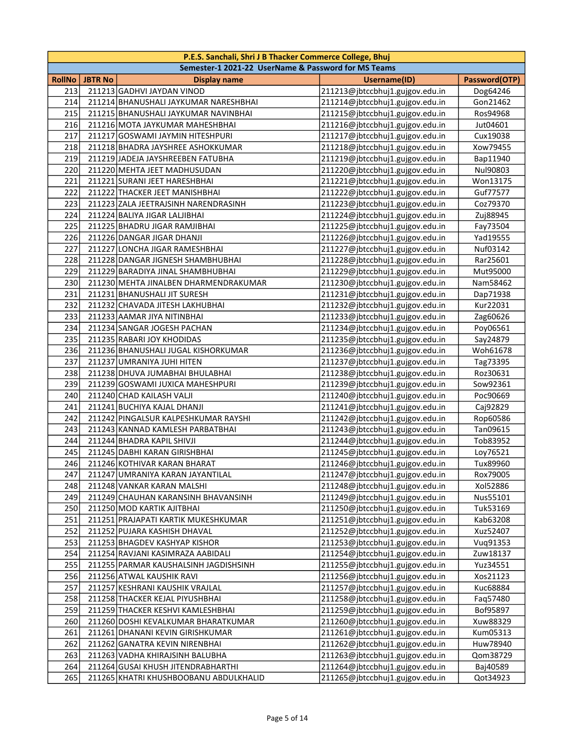| P.E.S. Sanchali, Shri J B Thacker Commerce College, Bhuj | | | | |
|---|---|---|---|---|
| Semester-1 2021-22 UserName & Password for MS Teams | | | | |
| RollNo | JBTR No | Display name | Username(ID) | Password(OTP) |
| 213 | 211213 | GADHVI JAYDAN VINOD | 211213@jbtccbhuj1.gujgov.edu.in | Dog64246 |
| 214 | 211214 | BHANUSHALI JAYKUMAR NARESHBHAI | 211214@jbtccbhuj1.gujgov.edu.in | Gon21462 |
| 215 | 211215 | BHANUSHALI JAYKUMAR NAVINBHAI | 211215@jbtccbhuj1.gujgov.edu.in | Ros94968 |
| 216 | 211216 | MOTA JAYKUMAR MAHESHBHAI | 211216@jbtccbhuj1.gujgov.edu.in | Jut04601 |
| 217 | 211217 | GOSWAMI JAYMIN HITESHPURI | 211217@jbtccbhuj1.gujgov.edu.in | Cux19038 |
| 218 | 211218 | BHADRA JAYSHREE ASHOKKUMAR | 211218@jbtccbhuj1.gujgov.edu.in | Xow79455 |
| 219 | 211219 | JADEJA JAYSHREEBEN FATUBHA | 211219@jbtccbhuj1.gujgov.edu.in | Bap11940 |
| 220 | 211220 | MEHTA JEET MADHUSUDAN | 211220@jbtccbhuj1.gujgov.edu.in | Nul90803 |
| 221 | 211221 | SURANI JEET HARESHBHAI | 211221@jbtccbhuj1.gujgov.edu.in | Won13175 |
| 222 | 211222 | THACKER JEET MANISHBHAI | 211222@jbtccbhuj1.gujgov.edu.in | Guf77577 |
| 223 | 211223 | ZALA JEETRAJSINH NARENDRASINH | 211223@jbtccbhuj1.gujgov.edu.in | Coz79370 |
| 224 | 211224 | BALIYA JIGAR LALJIBHAI | 211224@jbtccbhuj1.gujgov.edu.in | Zuj88945 |
| 225 | 211225 | BHADRU JIGAR RAMJIBHAI | 211225@jbtccbhuj1.gujgov.edu.in | Fay73504 |
| 226 | 211226 | DANGAR JIGAR DHANJI | 211226@jbtccbhuj1.gujgov.edu.in | Yad19555 |
| 227 | 211227 | LONCHA JIGAR RAMESHBHAI | 211227@jbtccbhuj1.gujgov.edu.in | Nuf03142 |
| 228 | 211228 | DANGAR JIGNESH SHAMBHUBHAI | 211228@jbtccbhuj1.gujgov.edu.in | Rar25601 |
| 229 | 211229 | BARADIYA JINAL SHAMBHUBHAI | 211229@jbtccbhuj1.gujgov.edu.in | Mut95000 |
| 230 | 211230 | MEHTA JINALBEN DHARMENDRAKUMAR | 211230@jbtccbhuj1.gujgov.edu.in | Nam58462 |
| 231 | 211231 | BHANUSHALI JIT SURESH | 211231@jbtccbhuj1.gujgov.edu.in | Dap71938 |
| 232 | 211232 | CHAVADA JITESH LAKHUBHAI | 211232@jbtccbhuj1.gujgov.edu.in | Kur22031 |
| 233 | 211233 | AAMAR JIYA NITINBHAI | 211233@jbtccbhuj1.gujgov.edu.in | Zag60626 |
| 234 | 211234 | SANGAR JOGESH PACHAN | 211234@jbtccbhuj1.gujgov.edu.in | Poy06561 |
| 235 | 211235 | RABARI JOY KHODIDAS | 211235@jbtccbhuj1.gujgov.edu.in | Say24879 |
| 236 | 211236 | BHANUSHALI JUGAL KISHORKUMAR | 211236@jbtccbhuj1.gujgov.edu.in | Woh61678 |
| 237 | 211237 | UMRANIYA JUHI HITEN | 211237@jbtccbhuj1.gujgov.edu.in | Tag73395 |
| 238 | 211238 | DHUVA JUMABHAI BHULABHAI | 211238@jbtccbhuj1.gujgov.edu.in | Roz30631 |
| 239 | 211239 | GOSWAMI JUXICA MAHESHPURI | 211239@jbtccbhuj1.gujgov.edu.in | Sow92361 |
| 240 | 211240 | CHAD KAILASH VALJI | 211240@jbtccbhuj1.gujgov.edu.in | Poc90669 |
| 241 | 211241 | BUCHIYA KAJAL DHANJI | 211241@jbtccbhuj1.gujgov.edu.in | Caj92829 |
| 242 | 211242 | PINGALSUR KALPESHKUMAR RAYSHI | 211242@jbtccbhuj1.gujgov.edu.in | Rop60586 |
| 243 | 211243 | KANNAD KAMLESH PARBATBHAI | 211243@jbtccbhuj1.gujgov.edu.in | Tan09615 |
| 244 | 211244 | BHADRA KAPIL SHIVJI | 211244@jbtccbhuj1.gujgov.edu.in | Tob83952 |
| 245 | 211245 | DABHI KARAN GIRISHBHAI | 211245@jbtccbhuj1.gujgov.edu.in | Loy76521 |
| 246 | 211246 | KOTHIVAR KARAN BHARAT | 211246@jbtccbhuj1.gujgov.edu.in | Tux89960 |
| 247 | 211247 | UMRANIYA KARAN JAYANTILAL | 211247@jbtccbhuj1.gujgov.edu.in | Rox79005 |
| 248 | 211248 | VANKAR KARAN MALSHI | 211248@jbtccbhuj1.gujgov.edu.in | Xol52886 |
| 249 | 211249 | CHAUHAN KARANSINH BHAVANSINH | 211249@jbtccbhuj1.gujgov.edu.in | Nus55101 |
| 250 | 211250 | MOD KARTIK AJITBHAI | 211250@jbtccbhuj1.gujgov.edu.in | Tuk53169 |
| 251 | 211251 | PRAJAPATI KARTIK MUKESHKUMAR | 211251@jbtccbhuj1.gujgov.edu.in | Kab63208 |
| 252 | 211252 | PUJARA KASHISH DHAVAL | 211252@jbtccbhuj1.gujgov.edu.in | Xuz52407 |
| 253 | 211253 | BHAGDEV KASHYAP KISHOR | 211253@jbtccbhuj1.gujgov.edu.in | Vuq91353 |
| 254 | 211254 | RAVJANI KASIMRAZA AABIDALI | 211254@jbtccbhuj1.gujgov.edu.in | Zuw18137 |
| 255 | 211255 | PARMAR KAUSHALSINH JAGDISHSINH | 211255@jbtccbhuj1.gujgov.edu.in | Yuz34551 |
| 256 | 211256 | ATWAL KAUSHIK RAVI | 211256@jbtccbhuj1.gujgov.edu.in | Xos21123 |
| 257 | 211257 | KESHRANI KAUSHIK VRAJLAL | 211257@jbtccbhuj1.gujgov.edu.in | Kuc68884 |
| 258 | 211258 | THACKER KEJAL PIYUSHBHAI | 211258@jbtccbhuj1.gujgov.edu.in | Faq57480 |
| 259 | 211259 | THACKER KESHVI KAMLESHBHAI | 211259@jbtccbhuj1.gujgov.edu.in | Bof95897 |
| 260 | 211260 | DOSHI KEVALKUMAR BHARATKUMAR | 211260@jbtccbhuj1.gujgov.edu.in | Xuw88329 |
| 261 | 211261 | DHANANI KEVIN GIRISHKUMAR | 211261@jbtccbhuj1.gujgov.edu.in | Kum05313 |
| 262 | 211262 | GANATRA KEVIN NIRENBHAI | 211262@jbtccbhuj1.gujgov.edu.in | Huw78940 |
| 263 | 211263 | VADHA KHIRAJSINH BALUBHA | 211263@jbtccbhuj1.gujgov.edu.in | Qom38729 |
| 264 | 211264 | GUSAI KHUSH JITENDRABHARTHI | 211264@jbtccbhuj1.gujgov.edu.in | Baj40589 |
| 265 | 211265 | KHATRI KHUSHBOOBANU ABDULKHALID | 211265@jbtccbhuj1.gujgov.edu.in | Qot34923 |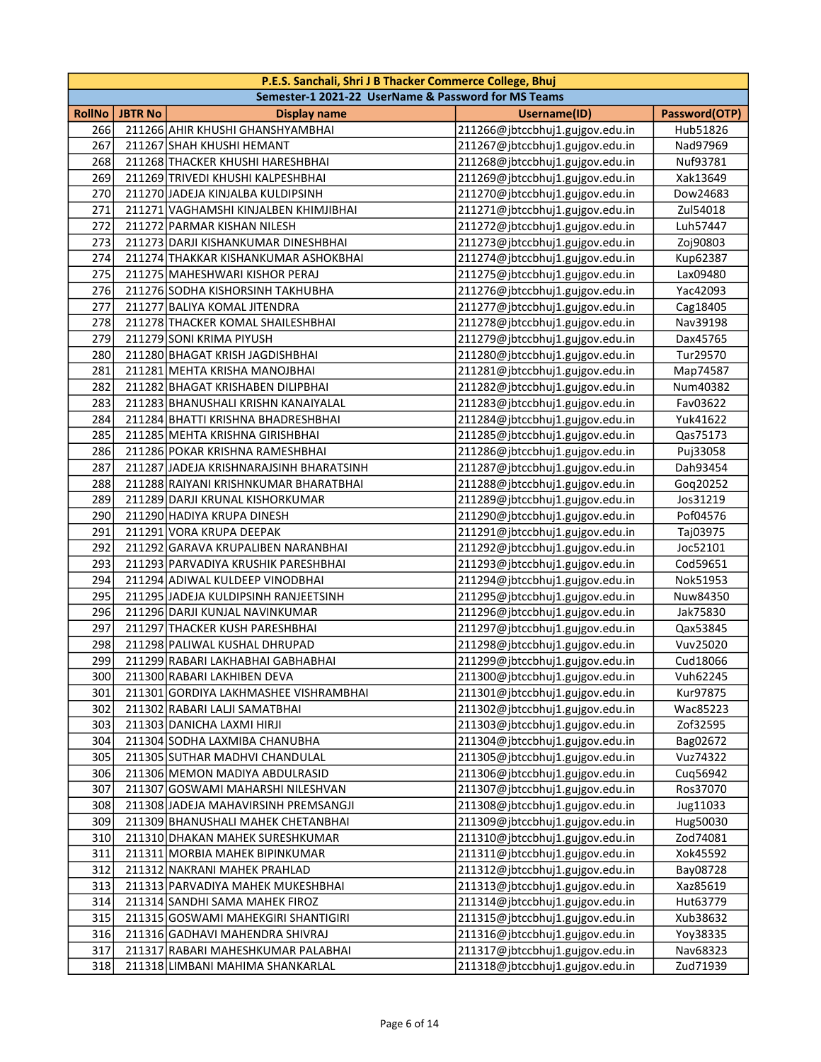| P.E.S. Sanchali, Shri J B Thacker Commerce College, Bhuj | | | | |
|---|---|---|---|---|
| Semester-1 2021-22 UserName & Password for MS Teams | | | | |
| RollNo | JBTR No | Display name | Username(ID) | Password(OTP) |
| 266 | 211266 | AHIR KHUSHI GHANSHYAMBHAI | 211266@jbtccbhuj1.gujgov.edu.in | Hub51826 |
| 267 | 211267 | SHAH KHUSHI HEMANT | 211267@jbtccbhuj1.gujgov.edu.in | Nad97969 |
| 268 | 211268 | THACKER KHUSHI HARESHBHAI | 211268@jbtccbhuj1.gujgov.edu.in | Nuf93781 |
| 269 | 211269 | TRIVEDI KHUSHI KALPESHBHAI | 211269@jbtccbhuj1.gujgov.edu.in | Xak13649 |
| 270 | 211270 | JADEJA KINJALBA KULDIPSINH | 211270@jbtccbhuj1.gujgov.edu.in | Dow24683 |
| 271 | 211271 | VAGHAMSHI KINJALBEN KHIMJIBHAI | 211271@jbtccbhuj1.gujgov.edu.in | Zul54018 |
| 272 | 211272 | PARMAR KISHAN NILESH | 211272@jbtccbhuj1.gujgov.edu.in | Luh57447 |
| 273 | 211273 | DARJI KISHANKUMAR DINESHBHAI | 211273@jbtccbhuj1.gujgov.edu.in | Zoj90803 |
| 274 | 211274 | THAKKAR KISHANKUMAR ASHOKBHAI | 211274@jbtccbhuj1.gujgov.edu.in | Kup62387 |
| 275 | 211275 | MAHESHWARI KISHOR PERAJ | 211275@jbtccbhuj1.gujgov.edu.in | Lax09480 |
| 276 | 211276 | SODHA KISHORSINH TAKHUBHA | 211276@jbtccbhuj1.gujgov.edu.in | Yac42093 |
| 277 | 211277 | BALIYA KOMAL JITENDRA | 211277@jbtccbhuj1.gujgov.edu.in | Cag18405 |
| 278 | 211278 | THACKER KOMAL SHAILESHBHAI | 211278@jbtccbhuj1.gujgov.edu.in | Nav39198 |
| 279 | 211279 | SONI KRIMA PIYUSH | 211279@jbtccbhuj1.gujgov.edu.in | Dax45765 |
| 280 | 211280 | BHAGAT KRISH JAGDISHBHAI | 211280@jbtccbhuj1.gujgov.edu.in | Tur29570 |
| 281 | 211281 | MEHTA KRISHA MANOJBHAI | 211281@jbtccbhuj1.gujgov.edu.in | Map74587 |
| 282 | 211282 | BHAGAT KRISHABEN DILIPBHAI | 211282@jbtccbhuj1.gujgov.edu.in | Num40382 |
| 283 | 211283 | BHANUSHALI KRISHN KANAIYALAL | 211283@jbtccbhuj1.gujgov.edu.in | Fav03622 |
| 284 | 211284 | BHATTI KRISHNA BHADRESHBHAI | 211284@jbtccbhuj1.gujgov.edu.in | Yuk41622 |
| 285 | 211285 | MEHTA KRISHNA GIRISHBHAI | 211285@jbtccbhuj1.gujgov.edu.in | Qas75173 |
| 286 | 211286 | POKAR KRISHNA RAMESHBHAI | 211286@jbtccbhuj1.gujgov.edu.in | Puj33058 |
| 287 | 211287 | JADEJA KRISHNARAJSINH BHARATSINH | 211287@jbtccbhuj1.gujgov.edu.in | Dah93454 |
| 288 | 211288 | RAIYANI KRISHNKUMAR BHARATBHAI | 211288@jbtccbhuj1.gujgov.edu.in | Goq20252 |
| 289 | 211289 | DARJI KRUNAL KISHORKUMAR | 211289@jbtccbhuj1.gujgov.edu.in | Jos31219 |
| 290 | 211290 | HADIYA KRUPA DINESH | 211290@jbtccbhuj1.gujgov.edu.in | Pof04576 |
| 291 | 211291 | VORA KRUPA DEEPAK | 211291@jbtccbhuj1.gujgov.edu.in | Taj03975 |
| 292 | 211292 | GARAVA KRUPALIBEN NARANBHAI | 211292@jbtccbhuj1.gujgov.edu.in | Joc52101 |
| 293 | 211293 | PARVADIYA KRUSHIK PARESHBHAI | 211293@jbtccbhuj1.gujgov.edu.in | Cod59651 |
| 294 | 211294 | ADIWAL KULDEEP VINODBHAI | 211294@jbtccbhuj1.gujgov.edu.in | Nok51953 |
| 295 | 211295 | JADEJA KULDIPSINH RANJEETSINH | 211295@jbtccbhuj1.gujgov.edu.in | Nuw84350 |
| 296 | 211296 | DARJI KUNJAL NAVINKUMAR | 211296@jbtccbhuj1.gujgov.edu.in | Jak75830 |
| 297 | 211297 | THACKER KUSH PARESHBHAI | 211297@jbtccbhuj1.gujgov.edu.in | Qax53845 |
| 298 | 211298 | PALIWAL KUSHAL DHRUPAD | 211298@jbtccbhuj1.gujgov.edu.in | Vuv25020 |
| 299 | 211299 | RABARI LAKHABHAI GABHABHAI | 211299@jbtccbhuj1.gujgov.edu.in | Cud18066 |
| 300 | 211300 | RABARI LAKHIBEN DEVA | 211300@jbtccbhuj1.gujgov.edu.in | Vuh62245 |
| 301 | 211301 | GORDIYA LAKHMASHEE VISHRAMBHAI | 211301@jbtccbhuj1.gujgov.edu.in | Kur97875 |
| 302 | 211302 | RABARI LALJI SAMATBHAI | 211302@jbtccbhuj1.gujgov.edu.in | Wac85223 |
| 303 | 211303 | DANICHA LAXMI HIRJI | 211303@jbtccbhuj1.gujgov.edu.in | Zof32595 |
| 304 | 211304 | SODHA LAXMIBA CHANUBHA | 211304@jbtccbhuj1.gujgov.edu.in | Bag02672 |
| 305 | 211305 | SUTHAR MADHVI CHANDULAL | 211305@jbtccbhuj1.gujgov.edu.in | Vuz74322 |
| 306 | 211306 | MEMON MADIYA ABDULRASID | 211306@jbtccbhuj1.gujgov.edu.in | Cuq56942 |
| 307 | 211307 | GOSWAMI MAHARSHI NILESHVAN | 211307@jbtccbhuj1.gujgov.edu.in | Ros37070 |
| 308 | 211308 | JADEJA MAHAVIRSINH PREMSANGJI | 211308@jbtccbhuj1.gujgov.edu.in | Jug11033 |
| 309 | 211309 | BHANUSHALI MAHEK CHETANBHAI | 211309@jbtccbhuj1.gujgov.edu.in | Hug50030 |
| 310 | 211310 | DHAKAN MAHEK SURESHKUMAR | 211310@jbtccbhuj1.gujgov.edu.in | Zod74081 |
| 311 | 211311 | MORBIA MAHEK BIPINKUMAR | 211311@jbtccbhuj1.gujgov.edu.in | Xok45592 |
| 312 | 211312 | NAKRANI MAHEK PRAHLAD | 211312@jbtccbhuj1.gujgov.edu.in | Bay08728 |
| 313 | 211313 | PARVADIYA MAHEK MUKESHBHAI | 211313@jbtccbhuj1.gujgov.edu.in | Xaz85619 |
| 314 | 211314 | SANDHI SAMA MAHEK FIROZ | 211314@jbtccbhuj1.gujgov.edu.in | Hut63779 |
| 315 | 211315 | GOSWAMI MAHEKGIRI SHANTIGIRI | 211315@jbtccbhuj1.gujgov.edu.in | Xub38632 |
| 316 | 211316 | GADHAVI MAHENDRA SHIVRAJ | 211316@jbtccbhuj1.gujgov.edu.in | Yoy38335 |
| 317 | 211317 | RABARI MAHESHKUMAR PALABHAI | 211317@jbtccbhuj1.gujgov.edu.in | Nav68323 |
| 318 | 211318 | LIMBANI MAHIMA SHANKARLAL | 211318@jbtccbhuj1.gujgov.edu.in | Zud71939 |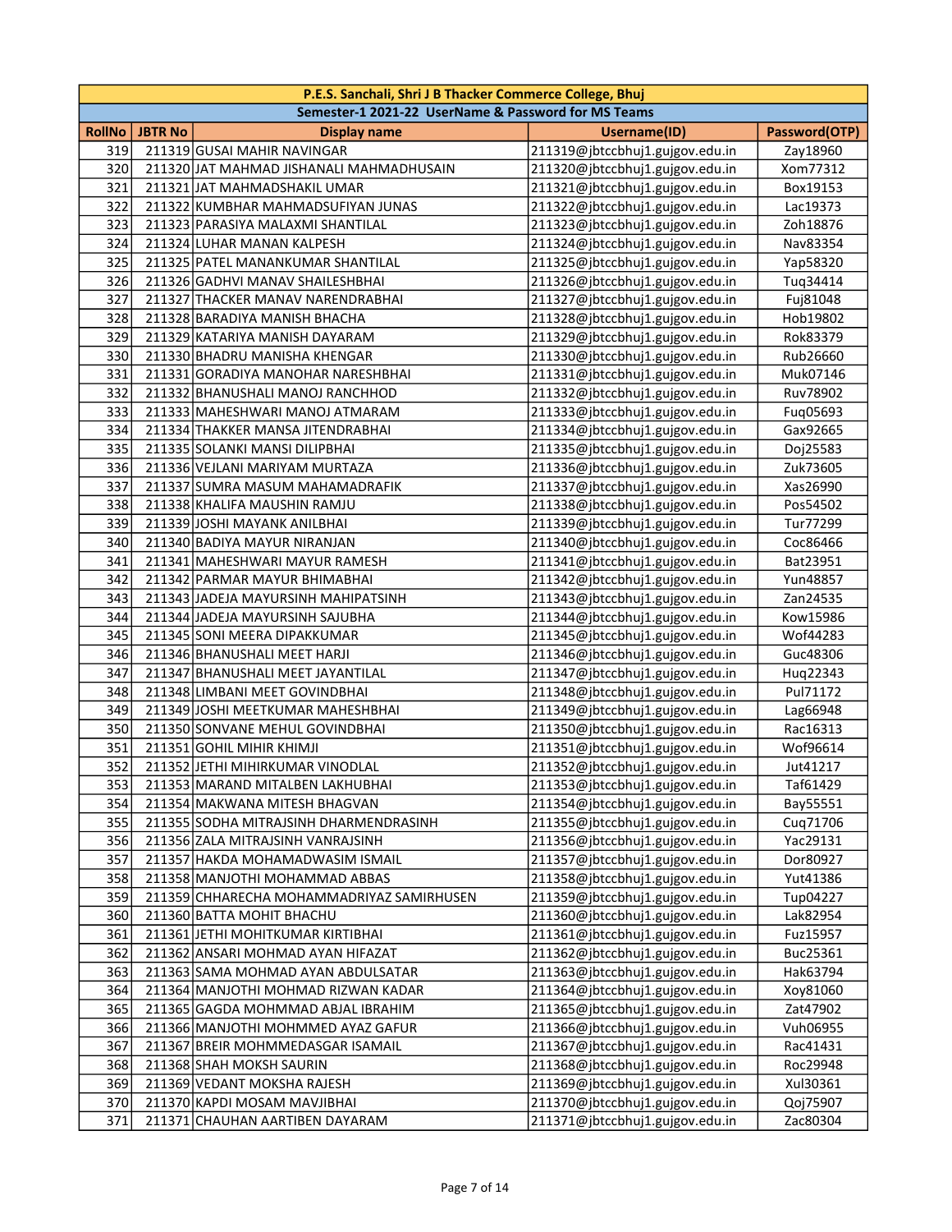| P.E.S. Sanchali, Shri J B Thacker Commerce College, Bhuj | | | | |
|---|---|---|---|---|
| Semester-1 2021-22 UserName & Password for MS Teams | | | | |
| **RollNo** | **JBTR No** | **Display name** | **Username(ID)** | **Password(OTP)** |
| 319 | 211319 | GUSAI MAHIR NAVINGAR | 211319@jbtccbhuj1.gujgov.edu.in | Zay18960 |
| 320 | 211320 | JAT MAHMAD JISHANALI MAHMADHUSAIN | 211320@jbtccbhuj1.gujgov.edu.in | Xom77312 |
| 321 | 211321 | JAT MAHMADSHAKIL UMAR | 211321@jbtccbhuj1.gujgov.edu.in | Box19153 |
| 322 | 211322 | KUMBHAR MAHMADSUFIYAN JUNAS | 211322@jbtccbhuj1.gujgov.edu.in | Lac19373 |
| 323 | 211323 | PARASIYA MALAXMI SHANTILAL | 211323@jbtccbhuj1.gujgov.edu.in | Zoh18876 |
| 324 | 211324 | LUHAR MANAN KALPESH | 211324@jbtccbhuj1.gujgov.edu.in | Nav83354 |
| 325 | 211325 | PATEL MANANKUMAR SHANTILAL | 211325@jbtccbhuj1.gujgov.edu.in | Yap58320 |
| 326 | 211326 | GADHVI MANAV SHAILESHBHAI | 211326@jbtccbhuj1.gujgov.edu.in | Tuq34414 |
| 327 | 211327 | THACKER MANAV NARENDRABHAI | 211327@jbtccbhuj1.gujgov.edu.in | Fuj81048 |
| 328 | 211328 | BARADIYA MANISH BHACHA | 211328@jbtccbhuj1.gujgov.edu.in | Hob19802 |
| 329 | 211329 | KATARIYA MANISH DAYARAM | 211329@jbtccbhuj1.gujgov.edu.in | Rok83379 |
| 330 | 211330 | BHADRU MANISHA KHENGAR | 211330@jbtccbhuj1.gujgov.edu.in | Rub26660 |
| 331 | 211331 | GORADIYA MANOHAR NARESHBHAI | 211331@jbtccbhuj1.gujgov.edu.in | Muk07146 |
| 332 | 211332 | BHANUSHALI MANOJ RANCHHOD | 211332@jbtccbhuj1.gujgov.edu.in | Ruv78902 |
| 333 | 211333 | MAHESHWARI MANOJ ATMARAM | 211333@jbtccbhuj1.gujgov.edu.in | Fuq05693 |
| 334 | 211334 | THAKKER MANSA JITENDRABHAI | 211334@jbtccbhuj1.gujgov.edu.in | Gax92665 |
| 335 | 211335 | SOLANKI MANSI DILIPBHAI | 211335@jbtccbhuj1.gujgov.edu.in | Doj25583 |
| 336 | 211336 | VEJLANI MARIYAM MURTAZA | 211336@jbtccbhuj1.gujgov.edu.in | Zuk73605 |
| 337 | 211337 | SUMRA MASUM MAHAMADRAFIK | 211337@jbtccbhuj1.gujgov.edu.in | Xas26990 |
| 338 | 211338 | KHALIFA MAUSHIN RAMJU | 211338@jbtccbhuj1.gujgov.edu.in | Pos54502 |
| 339 | 211339 | JOSHI MAYANK ANILBHAI | 211339@jbtccbhuj1.gujgov.edu.in | Tur77299 |
| 340 | 211340 | BADIYA MAYUR NIRANJAN | 211340@jbtccbhuj1.gujgov.edu.in | Coc86466 |
| 341 | 211341 | MAHESHWARI MAYUR RAMESH | 211341@jbtccbhuj1.gujgov.edu.in | Bat23951 |
| 342 | 211342 | PARMAR MAYUR BHIMABHAI | 211342@jbtccbhuj1.gujgov.edu.in | Yun48857 |
| 343 | 211343 | JADEJA MAYURSINH MAHIPATSINH | 211343@jbtccbhuj1.gujgov.edu.in | Zan24535 |
| 344 | 211344 | JADEJA MAYURSINH SAJUBHA | 211344@jbtccbhuj1.gujgov.edu.in | Kow15986 |
| 345 | 211345 | SONI MEERA DIPAKKUMAR | 211345@jbtccbhuj1.gujgov.edu.in | Wof44283 |
| 346 | 211346 | BHANUSHALI MEET HARJI | 211346@jbtccbhuj1.gujgov.edu.in | Guc48306 |
| 347 | 211347 | BHANUSHALI MEET JAYANTILAL | 211347@jbtccbhuj1.gujgov.edu.in | Huq22343 |
| 348 | 211348 | LIMBANI MEET GOVINDBHAI | 211348@jbtccbhuj1.gujgov.edu.in | Pul71172 |
| 349 | 211349 | JOSHI MEETKUMAR MAHESHBHAI | 211349@jbtccbhuj1.gujgov.edu.in | Lag66948 |
| 350 | 211350 | SONVANE MEHUL GOVINDBHAI | 211350@jbtccbhuj1.gujgov.edu.in | Rac16313 |
| 351 | 211351 | GOHIL MIHIR KHIMJI | 211351@jbtccbhuj1.gujgov.edu.in | Wof96614 |
| 352 | 211352 | JETHI MIHIRKUMAR VINODLAL | 211352@jbtccbhuj1.gujgov.edu.in | Jut41217 |
| 353 | 211353 | MARAND MITALBEN LAKHUBHAI | 211353@jbtccbhuj1.gujgov.edu.in | Taf61429 |
| 354 | 211354 | MAKWANA MITESH BHAGVAN | 211354@jbtccbhuj1.gujgov.edu.in | Bay55551 |
| 355 | 211355 | SODHA MITRAJSINH DHARMENDRASINH | 211355@jbtccbhuj1.gujgov.edu.in | Cuq71706 |
| 356 | 211356 | ZALA MITRAJSINH VANRAJSINH | 211356@jbtccbhuj1.gujgov.edu.in | Yac29131 |
| 357 | 211357 | HAKDA MOHAMADWASIM ISMAIL | 211357@jbtccbhuj1.gujgov.edu.in | Dor80927 |
| 358 | 211358 | MANJOTHI MOHAMMAD ABBAS | 211358@jbtccbhuj1.gujgov.edu.in | Yut41386 |
| 359 | 211359 | CHHARECHA MOHAMMADRIYAZ SAMIRHUSEN | 211359@jbtccbhuj1.gujgov.edu.in | Tup04227 |
| 360 | 211360 | BATTA MOHIT BHACHU | 211360@jbtccbhuj1.gujgov.edu.in | Lak82954 |
| 361 | 211361 | JETHI MOHITKUMAR KIRTIBHAI | 211361@jbtccbhuj1.gujgov.edu.in | Fuz15957 |
| 362 | 211362 | ANSARI MOHMAD AYAN HIFAZAT | 211362@jbtccbhuj1.gujgov.edu.in | Buc25361 |
| 363 | 211363 | SAMA MOHMAD AYAN ABDULSATAR | 211363@jbtccbhuj1.gujgov.edu.in | Hak63794 |
| 364 | 211364 | MANJOTHI MOHMAD RIZWAN KADAR | 211364@jbtccbhuj1.gujgov.edu.in | Xoy81060 |
| 365 | 211365 | GAGDA MOHMMAD ABJAL IBRAHIM | 211365@jbtccbhuj1.gujgov.edu.in | Zat47902 |
| 366 | 211366 | MANJOTHI MOHMMED AYAZ GAFUR | 211366@jbtccbhuj1.gujgov.edu.in | Vuh06955 |
| 367 | 211367 | BREIR MOHMMEDASGAR ISAMAIL | 211367@jbtccbhuj1.gujgov.edu.in | Rac41431 |
| 368 | 211368 | SHAH MOKSH SAURIN | 211368@jbtccbhuj1.gujgov.edu.in | Roc29948 |
| 369 | 211369 | VEDANT MOKSHA RAJESH | 211369@jbtccbhuj1.gujgov.edu.in | Xul30361 |
| 370 | 211370 | KAPDI MOSAM MAVJIBHAI | 211370@jbtccbhuj1.gujgov.edu.in | Qoj75907 |
| 371 | 211371 | CHAUHAN AARTIBEN DAYARAM | 211371@jbtccbhuj1.gujgov.edu.in | Zac80304 |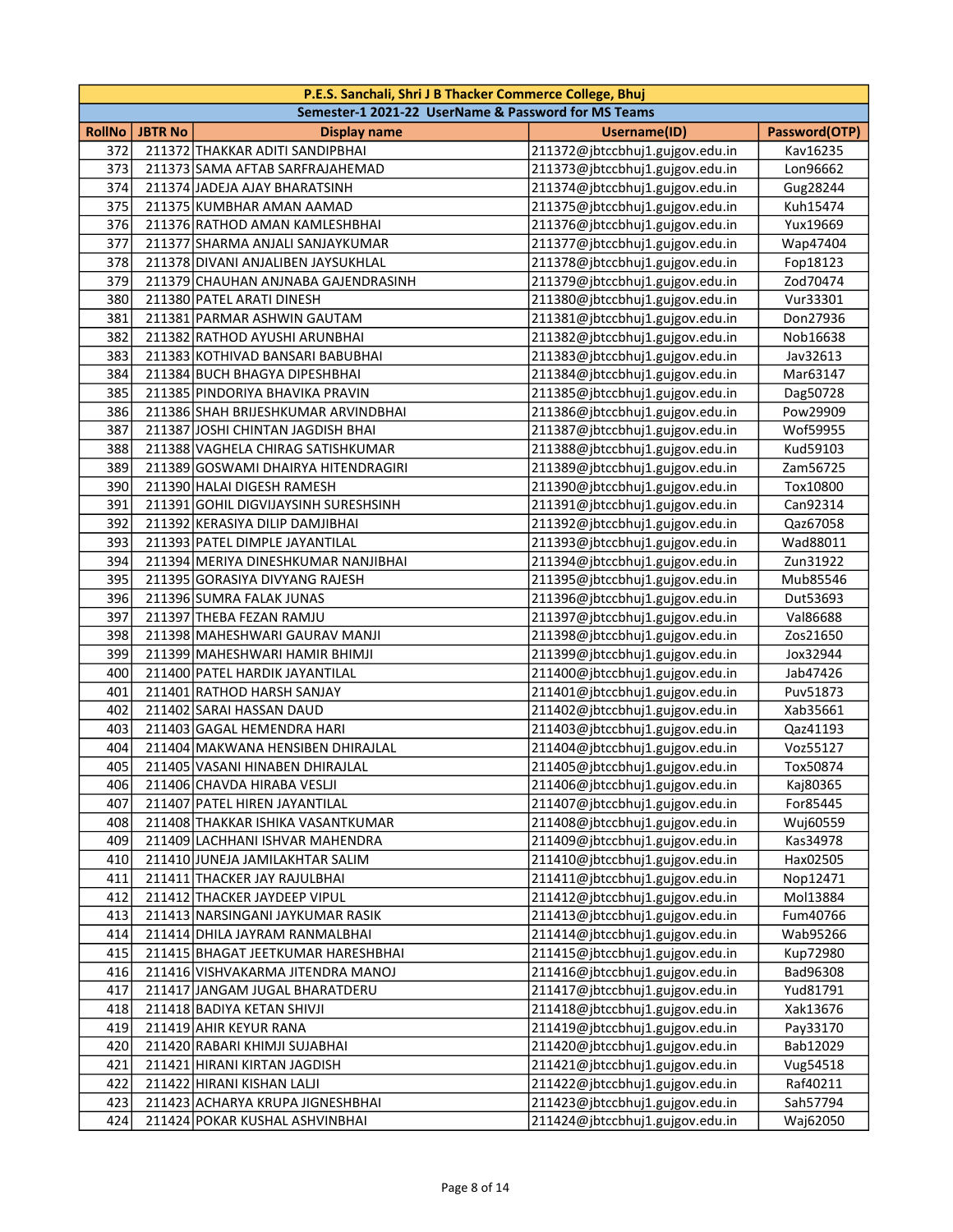| P.E.S. Sanchali, Shri J B Thacker Commerce College, Bhuj | | | | |
|---|---|---|---|---|
| Semester-1 2021-22 UserName & Password for MS Teams | | | | |
| **RollNo** | **JBTR No** | **Display name** | **Username(ID)** | **Password(OTP)** |
| 372 | 211372 | THAKKAR ADITI SANDIPBHAI | 211372@jbtccbhuj1.gujgov.edu.in | Kav16235 |
| 373 | 211373 | SAMA AFTAB SARFRAJAHEMAD | 211373@jbtccbhuj1.gujgov.edu.in | Lon96662 |
| 374 | 211374 | JADEJA AJAY BHARATSINH | 211374@jbtccbhuj1.gujgov.edu.in | Gug28244 |
| 375 | 211375 | KUMBHAR AMAN AAMAD | 211375@jbtccbhuj1.gujgov.edu.in | Kuh15474 |
| 376 | 211376 | RATHOD AMAN KAMLESHBHAI | 211376@jbtccbhuj1.gujgov.edu.in | Yux19669 |
| 377 | 211377 | SHARMA ANJALI SANJAYKUMAR | 211377@jbtccbhuj1.gujgov.edu.in | Wap47404 |
| 378 | 211378 | DIVANI ANJALIBEN JAYSUKHLAL | 211378@jbtccbhuj1.gujgov.edu.in | Fop18123 |
| 379 | 211379 | CHAUHAN ANJNABA GAJENDRASINH | 211379@jbtccbhuj1.gujgov.edu.in | Zod70474 |
| 380 | 211380 | PATEL ARATI DINESH | 211380@jbtccbhuj1.gujgov.edu.in | Vur33301 |
| 381 | 211381 | PARMAR ASHWIN GAUTAM | 211381@jbtccbhuj1.gujgov.edu.in | Don27936 |
| 382 | 211382 | RATHOD AYUSHI ARUNBHAI | 211382@jbtccbhuj1.gujgov.edu.in | Nob16638 |
| 383 | 211383 | KOTHIVAD BANSARI BABUBHAI | 211383@jbtccbhuj1.gujgov.edu.in | Jav32613 |
| 384 | 211384 | BUCH BHAGYA DIPESHBHAI | 211384@jbtccbhuj1.gujgov.edu.in | Mar63147 |
| 385 | 211385 | PINDORIYA BHAVIKA PRAVIN | 211385@jbtccbhuj1.gujgov.edu.in | Dag50728 |
| 386 | 211386 | SHAH BRIJESHKUMAR ARVINDBHAI | 211386@jbtccbhuj1.gujgov.edu.in | Pow29909 |
| 387 | 211387 | JOSHI CHINTAN JAGDISH BHAI | 211387@jbtccbhuj1.gujgov.edu.in | Wof59955 |
| 388 | 211388 | VAGHELA CHIRAG SATISHKUMAR | 211388@jbtccbhuj1.gujgov.edu.in | Kud59103 |
| 389 | 211389 | GOSWAMI DHAIRYA HITENDRAGIRI | 211389@jbtccbhuj1.gujgov.edu.in | Zam56725 |
| 390 | 211390 | HALAI DIGESH RAMESH | 211390@jbtccbhuj1.gujgov.edu.in | Tox10800 |
| 391 | 211391 | GOHIL DIGVIJAYSINH SURESHSINH | 211391@jbtccbhuj1.gujgov.edu.in | Can92314 |
| 392 | 211392 | KERASIYA DILIP DAMJIBHAI | 211392@jbtccbhuj1.gujgov.edu.in | Qaz67058 |
| 393 | 211393 | PATEL DIMPLE JAYANTILAL | 211393@jbtccbhuj1.gujgov.edu.in | Wad88011 |
| 394 | 211394 | MERIYA DINESHKUMAR NANJIBHAI | 211394@jbtccbhuj1.gujgov.edu.in | Zun31922 |
| 395 | 211395 | GORASIYA DIVYANG RAJESH | 211395@jbtccbhuj1.gujgov.edu.in | Mub85546 |
| 396 | 211396 | SUMRA FALAK JUNAS | 211396@jbtccbhuj1.gujgov.edu.in | Dut53693 |
| 397 | 211397 | THEBA FEZAN RAMJU | 211397@jbtccbhuj1.gujgov.edu.in | Val86688 |
| 398 | 211398 | MAHESHWARI GAURAV MANJI | 211398@jbtccbhuj1.gujgov.edu.in | Zos21650 |
| 399 | 211399 | MAHESHWARI HAMIR BHIMJI | 211399@jbtccbhuj1.gujgov.edu.in | Jox32944 |
| 400 | 211400 | PATEL HARDIK JAYANTILAL | 211400@jbtccbhuj1.gujgov.edu.in | Jab47426 |
| 401 | 211401 | RATHOD HARSH SANJAY | 211401@jbtccbhuj1.gujgov.edu.in | Puv51873 |
| 402 | 211402 | SARAI HASSAN DAUD | 211402@jbtccbhuj1.gujgov.edu.in | Xab35661 |
| 403 | 211403 | GAGAL HEMENDRA HARI | 211403@jbtccbhuj1.gujgov.edu.in | Qaz41193 |
| 404 | 211404 | MAKWANA HENSIBEN DHIRAJLAL | 211404@jbtccbhuj1.gujgov.edu.in | Voz55127 |
| 405 | 211405 | VASANI HINABEN DHIRAJLAL | 211405@jbtccbhuj1.gujgov.edu.in | Tox50874 |
| 406 | 211406 | CHAVDA HIRABA VESLJI | 211406@jbtccbhuj1.gujgov.edu.in | Kaj80365 |
| 407 | 211407 | PATEL HIREN JAYANTILAL | 211407@jbtccbhuj1.gujgov.edu.in | For85445 |
| 408 | 211408 | THAKKAR ISHIKA VASANTKUMAR | 211408@jbtccbhuj1.gujgov.edu.in | Wuj60559 |
| 409 | 211409 | LACHHANI ISHVAR MAHENDRA | 211409@jbtccbhuj1.gujgov.edu.in | Kas34978 |
| 410 | 211410 | JUNEJA JAMILAKHTAR SALIM | 211410@jbtccbhuj1.gujgov.edu.in | Hax02505 |
| 411 | 211411 | THACKER JAY RAJULBHAI | 211411@jbtccbhuj1.gujgov.edu.in | Nop12471 |
| 412 | 211412 | THACKER JAYDEEP VIPUL | 211412@jbtccbhuj1.gujgov.edu.in | Mol13884 |
| 413 | 211413 | NARSINGANI JAYKUMAR RASIK | 211413@jbtccbhuj1.gujgov.edu.in | Fum40766 |
| 414 | 211414 | DHILA JAYRAM RANMALBHAI | 211414@jbtccbhuj1.gujgov.edu.in | Wab95266 |
| 415 | 211415 | BHAGAT JEETKUMAR HARESHBHAI | 211415@jbtccbhuj1.gujgov.edu.in | Kup72980 |
| 416 | 211416 | VISHVAKARMA JITENDRA MANOJ | 211416@jbtccbhuj1.gujgov.edu.in | Bad96308 |
| 417 | 211417 | JANGAM JUGAL BHARATDERU | 211417@jbtccbhuj1.gujgov.edu.in | Yud81791 |
| 418 | 211418 | BADIYA KETAN SHIVJI | 211418@jbtccbhuj1.gujgov.edu.in | Xak13676 |
| 419 | 211419 | AHIR KEYUR RANA | 211419@jbtccbhuj1.gujgov.edu.in | Pay33170 |
| 420 | 211420 | RABARI KHIMJI SUJABHAI | 211420@jbtccbhuj1.gujgov.edu.in | Bab12029 |
| 421 | 211421 | HIRANI KIRTAN JAGDISH | 211421@jbtccbhuj1.gujgov.edu.in | Vug54518 |
| 422 | 211422 | HIRANI KISHAN LALJI | 211422@jbtccbhuj1.gujgov.edu.in | Raf40211 |
| 423 | 211423 | ACHARYA KRUPA JIGNESHBHAI | 211423@jbtccbhuj1.gujgov.edu.in | Sah57794 |
| 424 | 211424 | POKAR KUSHAL ASHVINBHAI | 211424@jbtccbhuj1.gujgov.edu.in | Waj62050 |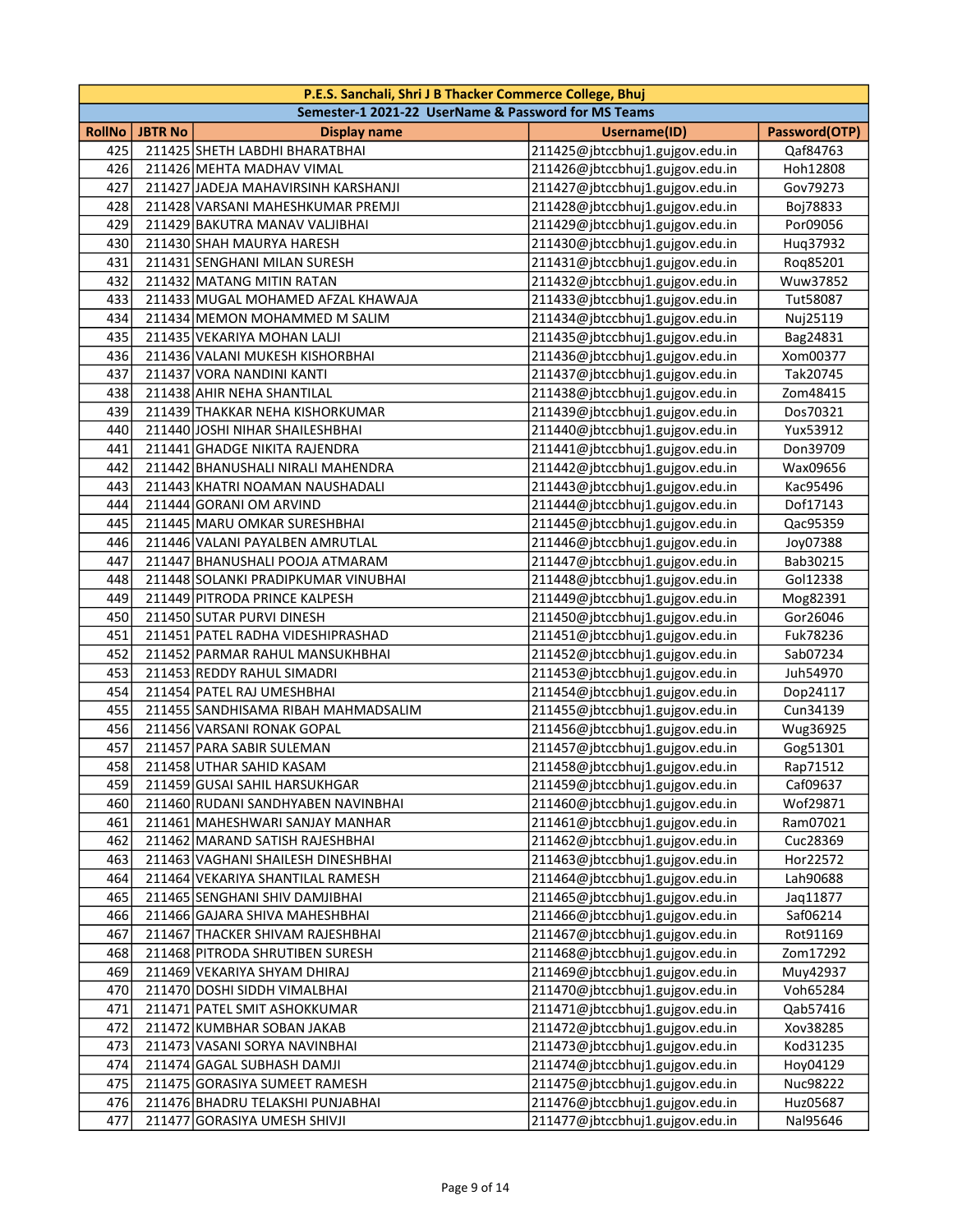| P.E.S. Sanchali, Shri J B Thacker Commerce College, Bhuj | | | | |
|---|---|---|---|---|
| Semester-1 2021-22 UserName & Password for MS Teams | | | | |
| **RollNo** | **JBTR No** | **Display name** | **Username(ID)** | **Password(OTP)** |
| 425 | 211425 | SHETH LABDHI BHARATBHAI | 211425@jbtccbhuj1.gujgov.edu.in | Qaf84763 |
| 426 | 211426 | MEHTA MADHAV VIMAL | 211426@jbtccbhuj1.gujgov.edu.in | Hoh12808 |
| 427 | 211427 | JADEJA MAHAVIRSINH KARSHANJI | 211427@jbtccbhuj1.gujgov.edu.in | Gov79273 |
| 428 | 211428 | VARSANI MAHESHKUMAR PREMJI | 211428@jbtccbhuj1.gujgov.edu.in | Boj78833 |
| 429 | 211429 | BAKUTRA MANAV VALJIBHAI | 211429@jbtccbhuj1.gujgov.edu.in | Por09056 |
| 430 | 211430 | SHAH MAURYA HARESH | 211430@jbtccbhuj1.gujgov.edu.in | Huq37932 |
| 431 | 211431 | SENGHANI MILAN SURESH | 211431@jbtccbhuj1.gujgov.edu.in | Roq85201 |
| 432 | 211432 | MATANG MITIN RATAN | 211432@jbtccbhuj1.gujgov.edu.in | Wuw37852 |
| 433 | 211433 | MUGAL MOHAMED AFZAL KHAWAJA | 211433@jbtccbhuj1.gujgov.edu.in | Tut58087 |
| 434 | 211434 | MEMON MOHAMMED M SALIM | 211434@jbtccbhuj1.gujgov.edu.in | Nuj25119 |
| 435 | 211435 | VEKARIYA MOHAN LALJI | 211435@jbtccbhuj1.gujgov.edu.in | Bag24831 |
| 436 | 211436 | VALANI MUKESH KISHORBHAI | 211436@jbtccbhuj1.gujgov.edu.in | Xom00377 |
| 437 | 211437 | VORA NANDINI KANTI | 211437@jbtccbhuj1.gujgov.edu.in | Tak20745 |
| 438 | 211438 | AHIR NEHA SHANTILAL | 211438@jbtccbhuj1.gujgov.edu.in | Zom48415 |
| 439 | 211439 | THAKKAR NEHA KISHORKUMAR | 211439@jbtccbhuj1.gujgov.edu.in | Dos70321 |
| 440 | 211440 | JOSHI NIHAR SHAILESHBHAI | 211440@jbtccbhuj1.gujgov.edu.in | Yux53912 |
| 441 | 211441 | GHADGE NIKITA RAJENDRA | 211441@jbtccbhuj1.gujgov.edu.in | Don39709 |
| 442 | 211442 | BHANUSHALI NIRALI MAHENDRA | 211442@jbtccbhuj1.gujgov.edu.in | Wax09656 |
| 443 | 211443 | KHATRI NOAMAN NAUSHADALI | 211443@jbtccbhuj1.gujgov.edu.in | Kac95496 |
| 444 | 211444 | GORANI OM ARVIND | 211444@jbtccbhuj1.gujgov.edu.in | Dof17143 |
| 445 | 211445 | MARU OMKAR SURESHBHAI | 211445@jbtccbhuj1.gujgov.edu.in | Qac95359 |
| 446 | 211446 | VALANI PAYALBEN AMRUTLAL | 211446@jbtccbhuj1.gujgov.edu.in | Joy07388 |
| 447 | 211447 | BHANUSHALI POOJA ATMARAM | 211447@jbtccbhuj1.gujgov.edu.in | Bab30215 |
| 448 | 211448 | SOLANKI PRADIPKUMAR VINUBHAI | 211448@jbtccbhuj1.gujgov.edu.in | Gol12338 |
| 449 | 211449 | PITRODA PRINCE KALPESH | 211449@jbtccbhuj1.gujgov.edu.in | Mog82391 |
| 450 | 211450 | SUTAR PURVI DINESH | 211450@jbtccbhuj1.gujgov.edu.in | Gor26046 |
| 451 | 211451 | PATEL RADHA VIDESHIPRASHAD | 211451@jbtccbhuj1.gujgov.edu.in | Fuk78236 |
| 452 | 211452 | PARMAR RAHUL MANSUKHBHAI | 211452@jbtccbhuj1.gujgov.edu.in | Sab07234 |
| 453 | 211453 | REDDY RAHUL SIMADRI | 211453@jbtccbhuj1.gujgov.edu.in | Juh54970 |
| 454 | 211454 | PATEL RAJ UMESHBHAI | 211454@jbtccbhuj1.gujgov.edu.in | Dop24117 |
| 455 | 211455 | SANDHISAMA RIBAH MAHMADSALIM | 211455@jbtccbhuj1.gujgov.edu.in | Cun34139 |
| 456 | 211456 | VARSANI RONAK GOPAL | 211456@jbtccbhuj1.gujgov.edu.in | Wug36925 |
| 457 | 211457 | PARA SABIR SULEMAN | 211457@jbtccbhuj1.gujgov.edu.in | Gog51301 |
| 458 | 211458 | UTHAR SAHID KASAM | 211458@jbtccbhuj1.gujgov.edu.in | Rap71512 |
| 459 | 211459 | GUSAI SAHIL HARSUKHGAR | 211459@jbtccbhuj1.gujgov.edu.in | Caf09637 |
| 460 | 211460 | RUDANI SANDHYABEN NAVINBHAI | 211460@jbtccbhuj1.gujgov.edu.in | Wof29871 |
| 461 | 211461 | MAHESHWARI SANJAY MANHAR | 211461@jbtccbhuj1.gujgov.edu.in | Ram07021 |
| 462 | 211462 | MARAND SATISH RAJESHBHAI | 211462@jbtccbhuj1.gujgov.edu.in | Cuc28369 |
| 463 | 211463 | VAGHANI SHAILESH DINESHBHAI | 211463@jbtccbhuj1.gujgov.edu.in | Hor22572 |
| 464 | 211464 | VEKARIYA SHANTILAL RAMESH | 211464@jbtccbhuj1.gujgov.edu.in | Lah90688 |
| 465 | 211465 | SENGHANI SHIV DAMJIBHAI | 211465@jbtccbhuj1.gujgov.edu.in | Jaq11877 |
| 466 | 211466 | GAJARA SHIVA MAHESHBHAI | 211466@jbtccbhuj1.gujgov.edu.in | Saf06214 |
| 467 | 211467 | THACKER SHIVAM RAJESHBHAI | 211467@jbtccbhuj1.gujgov.edu.in | Rot91169 |
| 468 | 211468 | PITRODA SHRUTIBEN SURESH | 211468@jbtccbhuj1.gujgov.edu.in | Zom17292 |
| 469 | 211469 | VEKARIYA SHYAM DHIRAJ | 211469@jbtccbhuj1.gujgov.edu.in | Muy42937 |
| 470 | 211470 | DOSHI SIDDH VIMALBHAI | 211470@jbtccbhuj1.gujgov.edu.in | Voh65284 |
| 471 | 211471 | PATEL SMIT ASHOKKUMAR | 211471@jbtccbhuj1.gujgov.edu.in | Qab57416 |
| 472 | 211472 | KUMBHAR SOBAN JAKAB | 211472@jbtccbhuj1.gujgov.edu.in | Xov38285 |
| 473 | 211473 | VASANI SORYA NAVINBHAI | 211473@jbtccbhuj1.gujgov.edu.in | Kod31235 |
| 474 | 211474 | GAGAL SUBHASH DAMJI | 211474@jbtccbhuj1.gujgov.edu.in | Hoy04129 |
| 475 | 211475 | GORASIYA SUMEET RAMESH | 211475@jbtccbhuj1.gujgov.edu.in | Nuc98222 |
| 476 | 211476 | BHADRU TELAKSHI PUNJABHAI | 211476@jbtccbhuj1.gujgov.edu.in | Huz05687 |
| 477 | 211477 | GORASIYA UMESH SHIVJI | 211477@jbtccbhuj1.gujgov.edu.in | Nal95646 |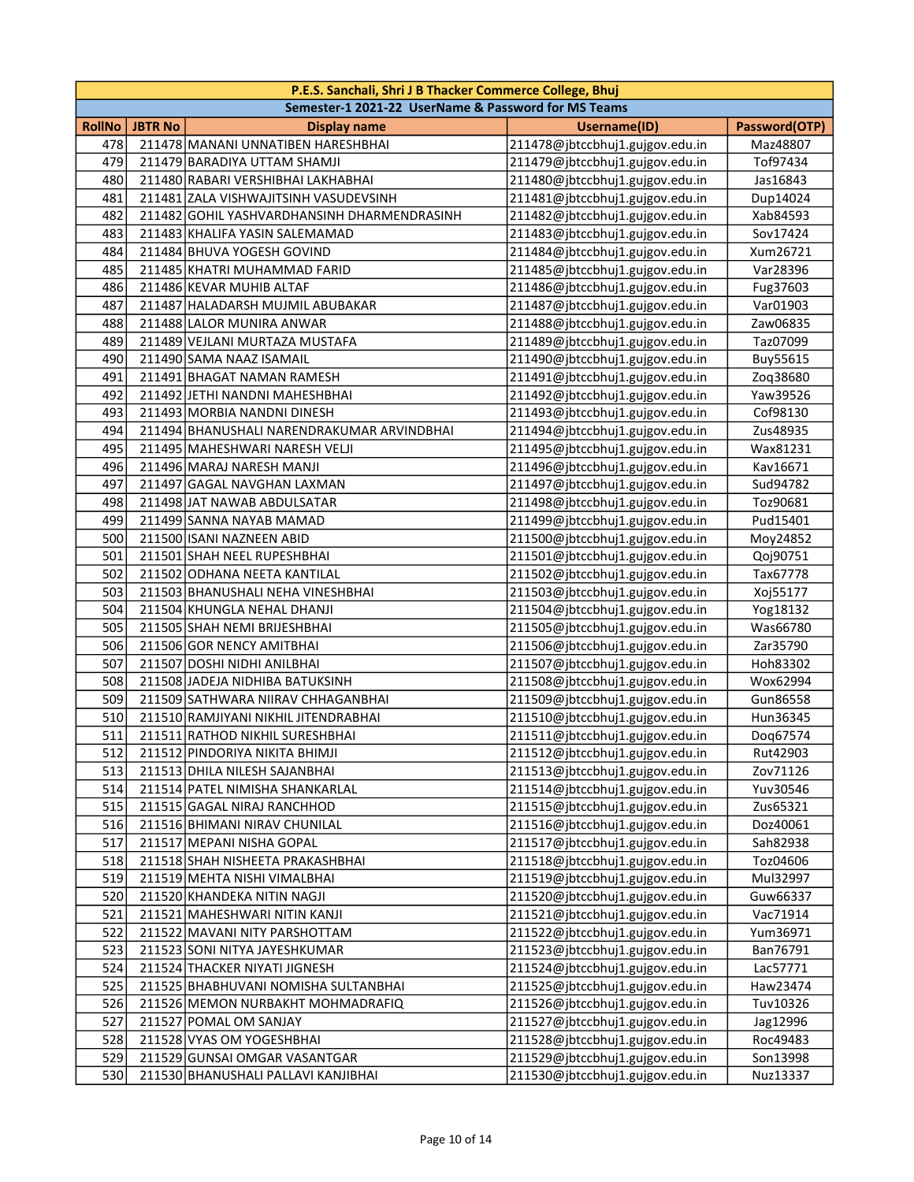| P.E.S. Sanchali, Shri J B Thacker Commerce College, Bhuj | | | | |
|---|---|---|---|---|
| Semester-1 2021-22 UserName & Password for MS Teams | | | | |
| RollNo | JBTR No | Display name | Username(ID) | Password(OTP) |
| 478 | 211478 | MANANI UNNATIBEN HARESHBHAI | 211478@jbtccbhuj1.gujgov.edu.in | Maz48807 |
| 479 | 211479 | BARADIYA UTTAM SHAMJI | 211479@jbtccbhuj1.gujgov.edu.in | Tof97434 |
| 480 | 211480 | RABARI VERSHIBHAI LAKHABHAI | 211480@jbtccbhuj1.gujgov.edu.in | Jas16843 |
| 481 | 211481 | ZALA VISHWAJITSINH VASUDEVSINH | 211481@jbtccbhuj1.gujgov.edu.in | Dup14024 |
| 482 | 211482 | GOHIL YASHVARDHANSINH DHARMENDRASINH | 211482@jbtccbhuj1.gujgov.edu.in | Xab84593 |
| 483 | 211483 | KHALIFA YASIN SALEMAMAD | 211483@jbtccbhuj1.gujgov.edu.in | Sov17424 |
| 484 | 211484 | BHUVA YOGESH GOVIND | 211484@jbtccbhuj1.gujgov.edu.in | Xum26721 |
| 485 | 211485 | KHATRI MUHAMMAD FARID | 211485@jbtccbhuj1.gujgov.edu.in | Var28396 |
| 486 | 211486 | KEVAR MUHIB ALTAF | 211486@jbtccbhuj1.gujgov.edu.in | Fug37603 |
| 487 | 211487 | HALADARSH MUJMIL ABUBAKAR | 211487@jbtccbhuj1.gujgov.edu.in | Var01903 |
| 488 | 211488 | LALOR MUNIRA ANWAR | 211488@jbtccbhuj1.gujgov.edu.in | Zaw06835 |
| 489 | 211489 | VEJLANI MURTAZA MUSTAFA | 211489@jbtccbhuj1.gujgov.edu.in | Taz07099 |
| 490 | 211490 | SAMA NAAZ ISAMAIL | 211490@jbtccbhuj1.gujgov.edu.in | Buy55615 |
| 491 | 211491 | BHAGAT NAMAN RAMESH | 211491@jbtccbhuj1.gujgov.edu.in | Zoq38680 |
| 492 | 211492 | JETHI NANDNI MAHESHBHAI | 211492@jbtccbhuj1.gujgov.edu.in | Yaw39526 |
| 493 | 211493 | MORBIA NANDNI DINESH | 211493@jbtccbhuj1.gujgov.edu.in | Cof98130 |
| 494 | 211494 | BHANUSHALI NARENDRAKUMAR ARVINDBHAI | 211494@jbtccbhuj1.gujgov.edu.in | Zus48935 |
| 495 | 211495 | MAHESHWARI NARESH VELJI | 211495@jbtccbhuj1.gujgov.edu.in | Wax81231 |
| 496 | 211496 | MARAJ NARESH MANJI | 211496@jbtccbhuj1.gujgov.edu.in | Kav16671 |
| 497 | 211497 | GAGAL NAVGHAN LAXMAN | 211497@jbtccbhuj1.gujgov.edu.in | Sud94782 |
| 498 | 211498 | JAT NAWAB ABDULSATAR | 211498@jbtccbhuj1.gujgov.edu.in | Toz90681 |
| 499 | 211499 | SANNA NAYAB MAMAD | 211499@jbtccbhuj1.gujgov.edu.in | Pud15401 |
| 500 | 211500 | ISANI NAZNEEN ABID | 211500@jbtccbhuj1.gujgov.edu.in | Moy24852 |
| 501 | 211501 | SHAH NEEL RUPESHBHAI | 211501@jbtccbhuj1.gujgov.edu.in | Qoj90751 |
| 502 | 211502 | ODHANA NEETA KANTILAL | 211502@jbtccbhuj1.gujgov.edu.in | Tax67778 |
| 503 | 211503 | BHANUSHALI NEHA VINESHBHAI | 211503@jbtccbhuj1.gujgov.edu.in | Xoj55177 |
| 504 | 211504 | KHUNGLA NEHAL DHANJI | 211504@jbtccbhuj1.gujgov.edu.in | Yog18132 |
| 505 | 211505 | SHAH NEMI BRIJESHBHAI | 211505@jbtccbhuj1.gujgov.edu.in | Was66780 |
| 506 | 211506 | GOR NENCY AMITBHAI | 211506@jbtccbhuj1.gujgov.edu.in | Zar35790 |
| 507 | 211507 | DOSHI NIDHI ANILBHAI | 211507@jbtccbhuj1.gujgov.edu.in | Hoh83302 |
| 508 | 211508 | JADEJA NIDHIBA BATUKSINH | 211508@jbtccbhuj1.gujgov.edu.in | Wox62994 |
| 509 | 211509 | SATHWARA NIIRAV CHHAGANBHAI | 211509@jbtccbhuj1.gujgov.edu.in | Gun86558 |
| 510 | 211510 | RAMJIYANI NIKHIL JITENDRABHAI | 211510@jbtccbhuj1.gujgov.edu.in | Hun36345 |
| 511 | 211511 | RATHOD NIKHIL SURESHBHAI | 211511@jbtccbhuj1.gujgov.edu.in | Doq67574 |
| 512 | 211512 | PINDORIYA NIKITA BHIMJI | 211512@jbtccbhuj1.gujgov.edu.in | Rut42903 |
| 513 | 211513 | DHILA NILESH SAJANBHAI | 211513@jbtccbhuj1.gujgov.edu.in | Zov71126 |
| 514 | 211514 | PATEL NIMISHA SHANKARLAL | 211514@jbtccbhuj1.gujgov.edu.in | Yuv30546 |
| 515 | 211515 | GAGAL NIRAJ RANCHHOD | 211515@jbtccbhuj1.gujgov.edu.in | Zus65321 |
| 516 | 211516 | BHIMANI NIRAV CHUNILAL | 211516@jbtccbhuj1.gujgov.edu.in | Doz40061 |
| 517 | 211517 | MEPANI NISHA GOPAL | 211517@jbtccbhuj1.gujgov.edu.in | Sah82938 |
| 518 | 211518 | SHAH NISHEETA PRAKASHBHAI | 211518@jbtccbhuj1.gujgov.edu.in | Toz04606 |
| 519 | 211519 | MEHTA NISHI VIMALBHAI | 211519@jbtccbhuj1.gujgov.edu.in | Mul32997 |
| 520 | 211520 | KHANDEKA NITIN NAGJI | 211520@jbtccbhuj1.gujgov.edu.in | Guw66337 |
| 521 | 211521 | MAHESHWARI NITIN KANJI | 211521@jbtccbhuj1.gujgov.edu.in | Vac71914 |
| 522 | 211522 | MAVANI NITY PARSHOTTAM | 211522@jbtccbhuj1.gujgov.edu.in | Yum36971 |
| 523 | 211523 | SONI NITYA JAYESHKUMAR | 211523@jbtccbhuj1.gujgov.edu.in | Ban76791 |
| 524 | 211524 | THACKER NIYATI JIGNESH | 211524@jbtccbhuj1.gujgov.edu.in | Lac57771 |
| 525 | 211525 | BHABHUVANI NOMISHA SULTANBHAI | 211525@jbtccbhuj1.gujgov.edu.in | Haw23474 |
| 526 | 211526 | MEMON NURBAKHT MOHMADRAFIQ | 211526@jbtccbhuj1.gujgov.edu.in | Tuv10326 |
| 527 | 211527 | POMAL OM SANJAY | 211527@jbtccbhuj1.gujgov.edu.in | Jag12996 |
| 528 | 211528 | VYAS OM YOGESHBHAI | 211528@jbtccbhuj1.gujgov.edu.in | Roc49483 |
| 529 | 211529 | GUNSAI OMGAR VASANTGAR | 211529@jbtccbhuj1.gujgov.edu.in | Son13998 |
| 530 | 211530 | BHANUSHALI PALLAVI KANJIBHAI | 211530@jbtccbhuj1.gujgov.edu.in | Nuz13337 |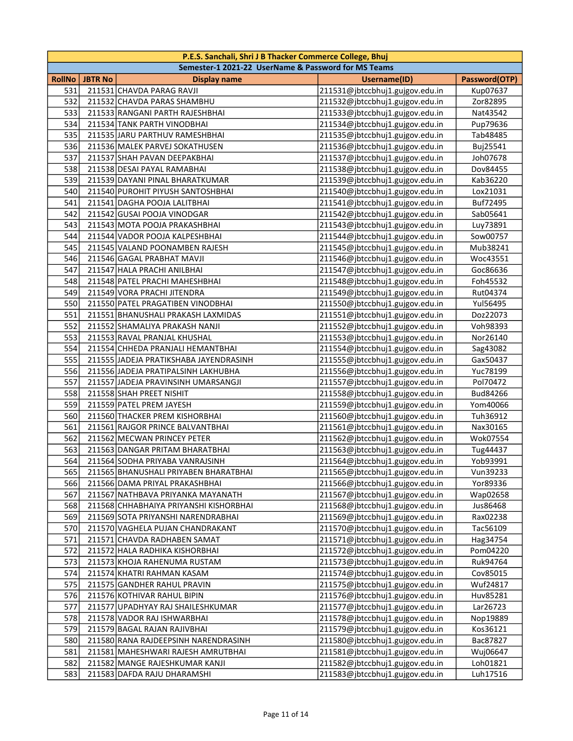| P.E.S. Sanchali, Shri J B Thacker Commerce College, Bhuj | | | | |
|---|---|---|---|---|
| Semester-1 2021-22 UserName & Password for MS Teams | | | | |
| RollNo | JBTR No | Display name | Username(ID) | Password(OTP) |
| 531 | 211531 | CHAVDA PARAG RAVJI | 211531@jbtccbhuj1.gujgov.edu.in | Kup07637 |
| 532 | 211532 | CHAVDA PARAS SHAMBHU | 211532@jbtccbhuj1.gujgov.edu.in | Zor82895 |
| 533 | 211533 | RANGANI PARTH RAJESHBHAI | 211533@jbtccbhuj1.gujgov.edu.in | Nat43542 |
| 534 | 211534 | TANK PARTH VINODBHAI | 211534@jbtccbhuj1.gujgov.edu.in | Pup79636 |
| 535 | 211535 | JARU PARTHUV RAMESHBHAI | 211535@jbtccbhuj1.gujgov.edu.in | Tab48485 |
| 536 | 211536 | MALEK PARVEJ SOKATHUSEN | 211536@jbtccbhuj1.gujgov.edu.in | Buj25541 |
| 537 | 211537 | SHAH PAVAN DEEPAKBHAI | 211537@jbtccbhuj1.gujgov.edu.in | Joh07678 |
| 538 | 211538 | DESAI PAYAL RAMABHAI | 211538@jbtccbhuj1.gujgov.edu.in | Dov84455 |
| 539 | 211539 | DAYANI PINAL BHARATKUMAR | 211539@jbtccbhuj1.gujgov.edu.in | Kab36220 |
| 540 | 211540 | PUROHIT PIYUSH SANTOSHBHAI | 211540@jbtccbhuj1.gujgov.edu.in | Lox21031 |
| 541 | 211541 | DAGHA POOJA LALITBHAI | 211541@jbtccbhuj1.gujgov.edu.in | Buf72495 |
| 542 | 211542 | GUSAI POOJA VINODGAR | 211542@jbtccbhuj1.gujgov.edu.in | Sab05641 |
| 543 | 211543 | MOTA POOJA PRAKASHBHAI | 211543@jbtccbhuj1.gujgov.edu.in | Luy73891 |
| 544 | 211544 | VADOR POOJA KALPESHBHAI | 211544@jbtccbhuj1.gujgov.edu.in | Sow00757 |
| 545 | 211545 | VALAND POONAMBEN RAJESH | 211545@jbtccbhuj1.gujgov.edu.in | Mub38241 |
| 546 | 211546 | GAGAL PRABHAT MAVJI | 211546@jbtccbhuj1.gujgov.edu.in | Woc43551 |
| 547 | 211547 | HALA PRACHI ANILBHAI | 211547@jbtccbhuj1.gujgov.edu.in | Goc86636 |
| 548 | 211548 | PATEL PRACHI MAHESHBHAI | 211548@jbtccbhuj1.gujgov.edu.in | Foh45532 |
| 549 | 211549 | VORA PRACHI JITENDRA | 211549@jbtccbhuj1.gujgov.edu.in | Rut04374 |
| 550 | 211550 | PATEL PRAGATIBEN VINODBHAI | 211550@jbtccbhuj1.gujgov.edu.in | Yul56495 |
| 551 | 211551 | BHANUSHALI PRAKASH LAXMIDAS | 211551@jbtccbhuj1.gujgov.edu.in | Doz22073 |
| 552 | 211552 | SHAMALIYA PRAKASH NANJI | 211552@jbtccbhuj1.gujgov.edu.in | Voh98393 |
| 553 | 211553 | RAVAL PRANJAL KHUSHAL | 211553@jbtccbhuj1.gujgov.edu.in | Nor26140 |
| 554 | 211554 | CHHEDA PRANJALI HEMANTBHAI | 211554@jbtccbhuj1.gujgov.edu.in | Sag43082 |
| 555 | 211555 | JADEJA PRATIKSHABA JAYENDRASINH | 211555@jbtccbhuj1.gujgov.edu.in | Gax50437 |
| 556 | 211556 | JADEJA PRATIPALSINH LAKHUBHA | 211556@jbtccbhuj1.gujgov.edu.in | Yuc78199 |
| 557 | 211557 | JADEJA PRAVINSINH UMARSANGJI | 211557@jbtccbhuj1.gujgov.edu.in | Pol70472 |
| 558 | 211558 | SHAH PREET NISHIT | 211558@jbtccbhuj1.gujgov.edu.in | Bud84266 |
| 559 | 211559 | PATEL PREM JAYESH | 211559@jbtccbhuj1.gujgov.edu.in | Yom40066 |
| 560 | 211560 | THACKER PREM KISHORBHAI | 211560@jbtccbhuj1.gujgov.edu.in | Tuh36912 |
| 561 | 211561 | RAJGOR PRINCE BALVANTBHAI | 211561@jbtccbhuj1.gujgov.edu.in | Nax30165 |
| 562 | 211562 | MECWAN PRINCEY PETER | 211562@jbtccbhuj1.gujgov.edu.in | Wok07554 |
| 563 | 211563 | DANGAR PRITAM BHARATBHAI | 211563@jbtccbhuj1.gujgov.edu.in | Tug44437 |
| 564 | 211564 | SODHA PRIYABA VANRAJSINH | 211564@jbtccbhuj1.gujgov.edu.in | Yob93991 |
| 565 | 211565 | BHANUSHALI PRIYABEN BHARATBHAI | 211565@jbtccbhuj1.gujgov.edu.in | Vun39233 |
| 566 | 211566 | DAMA PRIYAL PRAKASHBHAI | 211566@jbtccbhuj1.gujgov.edu.in | Yor89336 |
| 567 | 211567 | NATHBAVA PRIYANKA MAYANATH | 211567@jbtccbhuj1.gujgov.edu.in | Wap02658 |
| 568 | 211568 | CHHABHAIYA PRIYANSHI KISHORBHAI | 211568@jbtccbhuj1.gujgov.edu.in | Jus86468 |
| 569 | 211569 | SOTA PRIYANSHI NARENDRABHAI | 211569@jbtccbhuj1.gujgov.edu.in | Rax02238 |
| 570 | 211570 | VAGHELA PUJAN CHANDRAKANT | 211570@jbtccbhuj1.gujgov.edu.in | Tac56109 |
| 571 | 211571 | CHAVDA RADHABEN SAMAT | 211571@jbtccbhuj1.gujgov.edu.in | Hag34754 |
| 572 | 211572 | HALA RADHIKA KISHORBHAI | 211572@jbtccbhuj1.gujgov.edu.in | Pom04220 |
| 573 | 211573 | KHOJA RAHENUMA RUSTAM | 211573@jbtccbhuj1.gujgov.edu.in | Ruk94764 |
| 574 | 211574 | KHATRI RAHMAN KASAM | 211574@jbtccbhuj1.gujgov.edu.in | Cov85015 |
| 575 | 211575 | GANDHER RAHUL PRAVIN | 211575@jbtccbhuj1.gujgov.edu.in | Wuf24817 |
| 576 | 211576 | KOTHIVAR RAHUL BIPIN | 211576@jbtccbhuj1.gujgov.edu.in | Huv85281 |
| 577 | 211577 | UPADHYAY RAJ SHAILESHKUMAR | 211577@jbtccbhuj1.gujgov.edu.in | Lar26723 |
| 578 | 211578 | VADOR RAJ ISHWARBHAI | 211578@jbtccbhuj1.gujgov.edu.in | Nop19889 |
| 579 | 211579 | BAGAL RAJAN RAJIVBHAI | 211579@jbtccbhuj1.gujgov.edu.in | Kos36121 |
| 580 | 211580 | RANA RAJDEEPSINH NARENDRASINH | 211580@jbtccbhuj1.gujgov.edu.in | Bac87827 |
| 581 | 211581 | MAHESHWARI RAJESH AMRUTBHAI | 211581@jbtccbhuj1.gujgov.edu.in | Wuj06647 |
| 582 | 211582 | MANGE RAJESHKUMAR KANJI | 211582@jbtccbhuj1.gujgov.edu.in | Loh01821 |
| 583 | 211583 | DAFDA RAJU DHARAMSHI | 211583@jbtccbhuj1.gujgov.edu.in | Luh17516 |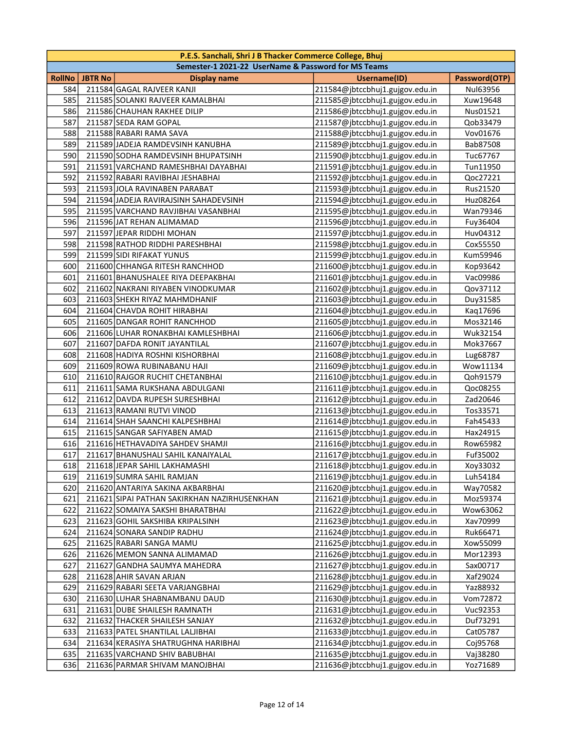| P.E.S. Sanchali, Shri J B Thacker Commerce College, Bhuj | | | | |
|---|---|---|---|---|
| **Semester-1 2021-22 UserName & Password for MS Teams** | | | | |
| **RollNo** | **JBTR No** | **Display name** | **Username(ID)** | **Password(OTP)** |
| 584 | 211584 | GAGAL RAJVEER KANJI | 211584@jbtccbhuj1.gujgov.edu.in | Nul63956 |
| 585 | 211585 | SOLANKI RAJVEER KAMALBHAI | 211585@jbtccbhuj1.gujgov.edu.in | Xuw19648 |
| 586 | 211586 | CHAUHAN RAKHEE DILIP | 211586@jbtccbhuj1.gujgov.edu.in | Nus01521 |
| 587 | 211587 | SEDA RAM GOPAL | 211587@jbtccbhuj1.gujgov.edu.in | Qob33479 |
| 588 | 211588 | RABARI RAMA SAVA | 211588@jbtccbhuj1.gujgov.edu.in | Vov01676 |
| 589 | 211589 | JADEJA RAMDEVSINH KANUBHA | 211589@jbtccbhuj1.gujgov.edu.in | Bab87508 |
| 590 | 211590 | SODHA RAMDEVSINH BHUPATSINH | 211590@jbtccbhuj1.gujgov.edu.in | Tuc67767 |
| 591 | 211591 | VARCHAND RAMESHBHAI DAYABHAI | 211591@jbtccbhuj1.gujgov.edu.in | Tun11950 |
| 592 | 211592 | RABARI RAVIBHAI JESHABHAI | 211592@jbtccbhuj1.gujgov.edu.in | Qoc27221 |
| 593 | 211593 | JOLA RAVINABEN PARABAT | 211593@jbtccbhuj1.gujgov.edu.in | Rus21520 |
| 594 | 211594 | JADEJA RAVIRAJSINH SAHADEVSINH | 211594@jbtccbhuj1.gujgov.edu.in | Huz08264 |
| 595 | 211595 | VARCHAND RAVJIBHAI VASANBHAI | 211595@jbtccbhuj1.gujgov.edu.in | Wan79346 |
| 596 | 211596 | JAT REHAN ALIMAMAD | 211596@jbtccbhuj1.gujgov.edu.in | Fuy36404 |
| 597 | 211597 | JEPAR RIDDHI MOHAN | 211597@jbtccbhuj1.gujgov.edu.in | Huv04312 |
| 598 | 211598 | RATHOD RIDDHI PARESHBHAI | 211598@jbtccbhuj1.gujgov.edu.in | Cox55550 |
| 599 | 211599 | SIDI RIFAKAT YUNUS | 211599@jbtccbhuj1.gujgov.edu.in | Kum59946 |
| 600 | 211600 | CHHANGA RITESH RANCHHOD | 211600@jbtccbhuj1.gujgov.edu.in | Kop93642 |
| 601 | 211601 | BHANUSHALEE RIYA DEEPAKBHAI | 211601@jbtccbhuj1.gujgov.edu.in | Vac09986 |
| 602 | 211602 | NAKRANI RIYABEN VINODKUMAR | 211602@jbtccbhuj1.gujgov.edu.in | Qov37112 |
| 603 | 211603 | SHEKH RIYAZ MAHMDHANIF | 211603@jbtccbhuj1.gujgov.edu.in | Duy31585 |
| 604 | 211604 | CHAVDA ROHIT HIRABHAI | 211604@jbtccbhuj1.gujgov.edu.in | Kaq17696 |
| 605 | 211605 | DANGAR ROHIT RANCHHOD | 211605@jbtccbhuj1.gujgov.edu.in | Mos32146 |
| 606 | 211606 | LUHAR RONAKBHAI KAMLESHBHAI | 211606@jbtccbhuj1.gujgov.edu.in | Wuk32154 |
| 607 | 211607 | DAFDA RONIT JAYANTILAL | 211607@jbtccbhuj1.gujgov.edu.in | Mok37667 |
| 608 | 211608 | HADIYA ROSHNI KISHORBHAI | 211608@jbtccbhuj1.gujgov.edu.in | Lug68787 |
| 609 | 211609 | ROWA RUBINABANU HAJI | 211609@jbtccbhuj1.gujgov.edu.in | Wow11134 |
| 610 | 211610 | RAJGOR RUCHIT CHETANBHAI | 211610@jbtccbhuj1.gujgov.edu.in | Qoh91579 |
| 611 | 211611 | SAMA RUKSHANA ABDULGANI | 211611@jbtccbhuj1.gujgov.edu.in | Qoc08255 |
| 612 | 211612 | DAVDA RUPESH SURESHBHAI | 211612@jbtccbhuj1.gujgov.edu.in | Zad20646 |
| 613 | 211613 | RAMANI RUTVI VINOD | 211613@jbtccbhuj1.gujgov.edu.in | Tos33571 |
| 614 | 211614 | SHAH SAANCHI KALPESHBHAI | 211614@jbtccbhuj1.gujgov.edu.in | Fah45433 |
| 615 | 211615 | SANGAR SAFIYABEN AMAD | 211615@jbtccbhuj1.gujgov.edu.in | Hax24915 |
| 616 | 211616 | HETHAVADIYA SAHDEV SHAMJI | 211616@jbtccbhuj1.gujgov.edu.in | Row65982 |
| 617 | 211617 | BHANUSHALI SAHIL KANAIYALAL | 211617@jbtccbhuj1.gujgov.edu.in | Fuf35002 |
| 618 | 211618 | JEPAR SAHIL LAKHAMASHI | 211618@jbtccbhuj1.gujgov.edu.in | Xoy33032 |
| 619 | 211619 | SUMRA SAHIL RAMJAN | 211619@jbtccbhuj1.gujgov.edu.in | Luh54184 |
| 620 | 211620 | ANTARIYA SAKINA AKBARBHAI | 211620@jbtccbhuj1.gujgov.edu.in | Way70582 |
| 621 | 211621 | SIPAI PATHAN SAKIRKHAN NAZIRHUSENKHAN | 211621@jbtccbhuj1.gujgov.edu.in | Moz59374 |
| 622 | 211622 | SOMAIYA SAKSHI BHARATBHAI | 211622@jbtccbhuj1.gujgov.edu.in | Wow63062 |
| 623 | 211623 | GOHIL SAKSHIBA KRIPALSINH | 211623@jbtccbhuj1.gujgov.edu.in | Xav70999 |
| 624 | 211624 | SONARA SANDIP RADHU | 211624@jbtccbhuj1.gujgov.edu.in | Ruk66471 |
| 625 | 211625 | RABARI SANGA MAMU | 211625@jbtccbhuj1.gujgov.edu.in | Xow55099 |
| 626 | 211626 | MEMON SANNA ALIMAMAD | 211626@jbtccbhuj1.gujgov.edu.in | Mor12393 |
| 627 | 211627 | GANDHA SAUMYA MAHEDRA | 211627@jbtccbhuj1.gujgov.edu.in | Sax00717 |
| 628 | 211628 | AHIR SAVAN ARJAN | 211628@jbtccbhuj1.gujgov.edu.in | Xaf29024 |
| 629 | 211629 | RABARI SEETA VARJANGBHAI | 211629@jbtccbhuj1.gujgov.edu.in | Yaz88932 |
| 630 | 211630 | LUHAR SHABNAMBANU DAUD | 211630@jbtccbhuj1.gujgov.edu.in | Vom72872 |
| 631 | 211631 | DUBE SHAILESH RAMNATH | 211631@jbtccbhuj1.gujgov.edu.in | Vuc92353 |
| 632 | 211632 | THACKER SHAILESH SANJAY | 211632@jbtccbhuj1.gujgov.edu.in | Duf73291 |
| 633 | 211633 | PATEL SHANTILAL LALJIBHAI | 211633@jbtccbhuj1.gujgov.edu.in | Cat05787 |
| 634 | 211634 | KERASIYA SHATRUGHNA HARIBHAI | 211634@jbtccbhuj1.gujgov.edu.in | Coj95768 |
| 635 | 211635 | VARCHAND SHIV BABUBHAI | 211635@jbtccbhuj1.gujgov.edu.in | Vaj38280 |
| 636 | 211636 | PARMAR SHIVAM MANOJBHAI | 211636@jbtccbhuj1.gujgov.edu.in | Yoz71689 |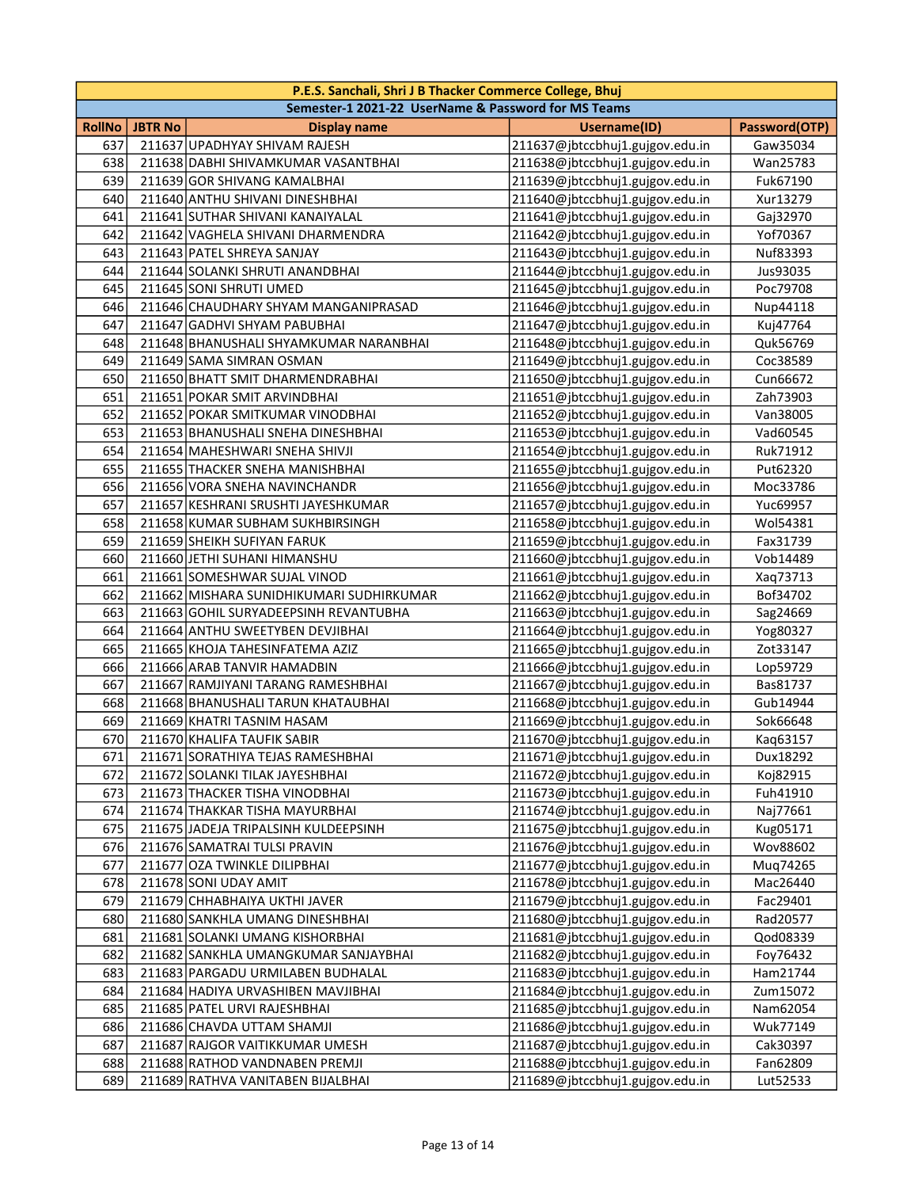| P.E.S. Sanchali, Shri J B Thacker Commerce College, Bhuj | | | | |
|---|---|---|---|---|
| Semester-1 2021-22 UserName & Password for MS Teams | | | | |
| RollNo | JBTR No | Display name | Username(ID) | Password(OTP) |
| 637 | 211637 | UPADHYAY SHIVAM RAJESH | 211637@jbtccbhuj1.gujgov.edu.in | Gaw35034 |
| 638 | 211638 | DABHI SHIVAMKUMAR VASANTBHAI | 211638@jbtccbhuj1.gujgov.edu.in | Wan25783 |
| 639 | 211639 | GOR SHIVANG KAMALBHAI | 211639@jbtccbhuj1.gujgov.edu.in | Fuk67190 |
| 640 | 211640 | ANTHU SHIVANI DINESHBHAI | 211640@jbtccbhuj1.gujgov.edu.in | Xur13279 |
| 641 | 211641 | SUTHAR SHIVANI KANAIYALAL | 211641@jbtccbhuj1.gujgov.edu.in | Gaj32970 |
| 642 | 211642 | VAGHELA SHIVANI DHARMENDRA | 211642@jbtccbhuj1.gujgov.edu.in | Yof70367 |
| 643 | 211643 | PATEL SHREYA SANJAY | 211643@jbtccbhuj1.gujgov.edu.in | Nuf83393 |
| 644 | 211644 | SOLANKI SHRUTI ANANDBHAI | 211644@jbtccbhuj1.gujgov.edu.in | Jus93035 |
| 645 | 211645 | SONI SHRUTI UMED | 211645@jbtccbhuj1.gujgov.edu.in | Poc79708 |
| 646 | 211646 | CHAUDHARY SHYAM MANGANIPRASAD | 211646@jbtccbhuj1.gujgov.edu.in | Nup44118 |
| 647 | 211647 | GADHVI SHYAM PABUBHAI | 211647@jbtccbhuj1.gujgov.edu.in | Kuj47764 |
| 648 | 211648 | BHANUSHALI SHYAMKUMAR NARANBHAI | 211648@jbtccbhuj1.gujgov.edu.in | Quk56769 |
| 649 | 211649 | SAMA SIMRAN OSMAN | 211649@jbtccbhuj1.gujgov.edu.in | Coc38589 |
| 650 | 211650 | BHATT SMIT DHARMENDRABHAI | 211650@jbtccbhuj1.gujgov.edu.in | Cun66672 |
| 651 | 211651 | POKAR SMIT ARVINDBHAI | 211651@jbtccbhuj1.gujgov.edu.in | Zah73903 |
| 652 | 211652 | POKAR SMITKUMAR VINODBHAI | 211652@jbtccbhuj1.gujgov.edu.in | Van38005 |
| 653 | 211653 | BHANUSHALI SNEHA DINESHBHAI | 211653@jbtccbhuj1.gujgov.edu.in | Vad60545 |
| 654 | 211654 | MAHESHWARI SNEHA SHIVJI | 211654@jbtccbhuj1.gujgov.edu.in | Ruk71912 |
| 655 | 211655 | THACKER SNEHA MANISHBHAI | 211655@jbtccbhuj1.gujgov.edu.in | Put62320 |
| 656 | 211656 | VORA SNEHA NAVINCHANDR | 211656@jbtccbhuj1.gujgov.edu.in | Moc33786 |
| 657 | 211657 | KESHRANI SRUSHTI JAYESHKUMAR | 211657@jbtccbhuj1.gujgov.edu.in | Yuc69957 |
| 658 | 211658 | KUMAR SUBHAM SUKHBIRSINGH | 211658@jbtccbhuj1.gujgov.edu.in | Wol54381 |
| 659 | 211659 | SHEIKH SUFIYAN FARUK | 211659@jbtccbhuj1.gujgov.edu.in | Fax31739 |
| 660 | 211660 | JETHI SUHANI HIMANSHU | 211660@jbtccbhuj1.gujgov.edu.in | Vob14489 |
| 661 | 211661 | SOMESHWAR SUJAL VINOD | 211661@jbtccbhuj1.gujgov.edu.in | Xaq73713 |
| 662 | 211662 | MISHARA SUNIDHIKUMARI SUDHIRKUMAR | 211662@jbtccbhuj1.gujgov.edu.in | Bof34702 |
| 663 | 211663 | GOHIL SURYADEEPSINH REVANTUBHA | 211663@jbtccbhuj1.gujgov.edu.in | Sag24669 |
| 664 | 211664 | ANTHU SWEETYBEN DEVJIBHAI | 211664@jbtccbhuj1.gujgov.edu.in | Yog80327 |
| 665 | 211665 | KHOJA TAHESINFATEMA AZIZ | 211665@jbtccbhuj1.gujgov.edu.in | Zot33147 |
| 666 | 211666 | ARAB TANVIR HAMADBIN | 211666@jbtccbhuj1.gujgov.edu.in | Lop59729 |
| 667 | 211667 | RAMJIYANI TARANG RAMESHBHAI | 211667@jbtccbhuj1.gujgov.edu.in | Bas81737 |
| 668 | 211668 | BHANUSHALI TARUN KHATAUBHAI | 211668@jbtccbhuj1.gujgov.edu.in | Gub14944 |
| 669 | 211669 | KHATRI TASNIM HASAM | 211669@jbtccbhuj1.gujgov.edu.in | Sok66648 |
| 670 | 211670 | KHALIFA TAUFIK SABIR | 211670@jbtccbhuj1.gujgov.edu.in | Kaq63157 |
| 671 | 211671 | SORATHIYA TEJAS RAMESHBHAI | 211671@jbtccbhuj1.gujgov.edu.in | Dux18292 |
| 672 | 211672 | SOLANKI TILAK JAYESHBHAI | 211672@jbtccbhuj1.gujgov.edu.in | Koj82915 |
| 673 | 211673 | THACKER TISHA VINODBHAI | 211673@jbtccbhuj1.gujgov.edu.in | Fuh41910 |
| 674 | 211674 | THAKKAR TISHA MAYURBHAI | 211674@jbtccbhuj1.gujgov.edu.in | Naj77661 |
| 675 | 211675 | JADEJA TRIPALSINH KULDEEPSINH | 211675@jbtccbhuj1.gujgov.edu.in | Kug05171 |
| 676 | 211676 | SAMATRAI TULSI PRAVIN | 211676@jbtccbhuj1.gujgov.edu.in | Wov88602 |
| 677 | 211677 | OZA TWINKLE DILIPBHAI | 211677@jbtccbhuj1.gujgov.edu.in | Muq74265 |
| 678 | 211678 | SONI UDAY AMIT | 211678@jbtccbhuj1.gujgov.edu.in | Mac26440 |
| 679 | 211679 | CHHABHAIYA UKTHI JAVER | 211679@jbtccbhuj1.gujgov.edu.in | Fac29401 |
| 680 | 211680 | SANKHLA UMANG DINESHBHAI | 211680@jbtccbhuj1.gujgov.edu.in | Rad20577 |
| 681 | 211681 | SOLANKI UMANG KISHORBHAI | 211681@jbtccbhuj1.gujgov.edu.in | Qod08339 |
| 682 | 211682 | SANKHLA UMANGKUMAR SANJAYBHAI | 211682@jbtccbhuj1.gujgov.edu.in | Foy76432 |
| 683 | 211683 | PARGADU URMILABEN BUDHALAL | 211683@jbtccbhuj1.gujgov.edu.in | Ham21744 |
| 684 | 211684 | HADIYA URVASHIBEN MAVJIBHAI | 211684@jbtccbhuj1.gujgov.edu.in | Zum15072 |
| 685 | 211685 | PATEL URVI RAJESHBHAI | 211685@jbtccbhuj1.gujgov.edu.in | Nam62054 |
| 686 | 211686 | CHAVDA UTTAM SHAMJI | 211686@jbtccbhuj1.gujgov.edu.in | Wuk77149 |
| 687 | 211687 | RAJGOR VAITIKKUMAR UMESH | 211687@jbtccbhuj1.gujgov.edu.in | Cak30397 |
| 688 | 211688 | RATHOD VANDNABEN PREMJI | 211688@jbtccbhuj1.gujgov.edu.in | Fan62809 |
| 689 | 211689 | RATHVA VANITABEN BIJALBHAI | 211689@jbtccbhuj1.gujgov.edu.in | Lut52533 |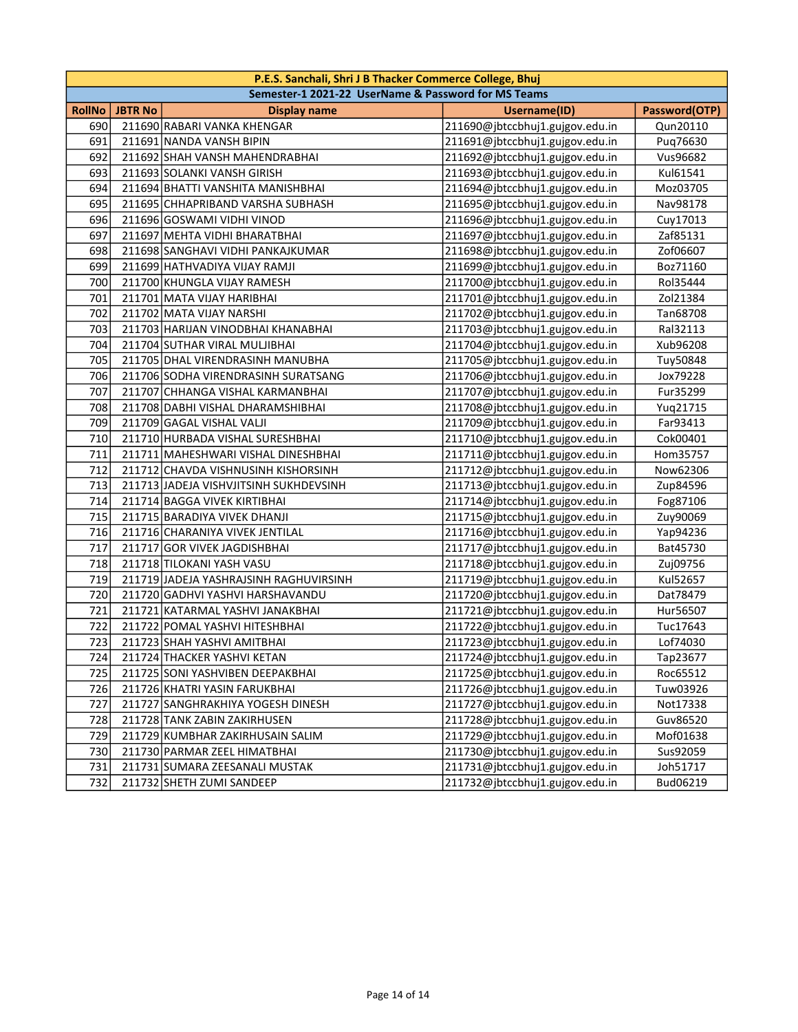| P.E.S. Sanchali, Shri J B Thacker Commerce College, Bhuj | | | | |
|---|---|---|---|---|
| **Semester-1 2021-22 UserName & Password for MS Teams** | | | | |
| **RollNo** | **JBTR No** | **Display name** | **Username(ID)** | **Password(OTP)** |
| 690 | 211690 | RABARI VANKA KHENGAR | 211690@jbtccbhuj1.gujgov.edu.in | Qun20110 |
| 691 | 211691 | NANDA VANSH BIPIN | 211691@jbtccbhuj1.gujgov.edu.in | Puq76630 |
| 692 | 211692 | SHAH VANSH MAHENDRABHAI | 211692@jbtccbhuj1.gujgov.edu.in | Vus96682 |
| 693 | 211693 | SOLANKI VANSH GIRISH | 211693@jbtccbhuj1.gujgov.edu.in | Kul61541 |
| 694 | 211694 | BHATTI VANSHITA MANISHBHAI | 211694@jbtccbhuj1.gujgov.edu.in | Moz03705 |
| 695 | 211695 | CHHAPRIBAND VARSHA SUBHASH | 211695@jbtccbhuj1.gujgov.edu.in | Nav98178 |
| 696 | 211696 | GOSWAMI VIDHI VINOD | 211696@jbtccbhuj1.gujgov.edu.in | Cuy17013 |
| 697 | 211697 | MEHTA VIDHI BHARATBHAI | 211697@jbtccbhuj1.gujgov.edu.in | Zaf85131 |
| 698 | 211698 | SANGHAVI VIDHI PANKAJKUMAR | 211698@jbtccbhuj1.gujgov.edu.in | Zof06607 |
| 699 | 211699 | HATHVADIYA VIJAY RAMJI | 211699@jbtccbhuj1.gujgov.edu.in | Boz71160 |
| 700 | 211700 | KHUNGLA VIJAY RAMESH | 211700@jbtccbhuj1.gujgov.edu.in | Rol35444 |
| 701 | 211701 | MATA VIJAY HARIBHAI | 211701@jbtccbhuj1.gujgov.edu.in | Zol21384 |
| 702 | 211702 | MATA VIJAY NARSHI | 211702@jbtccbhuj1.gujgov.edu.in | Tan68708 |
| 703 | 211703 | HARIJAN VINODBHAI KHANABHAI | 211703@jbtccbhuj1.gujgov.edu.in | Ral32113 |
| 704 | 211704 | SUTHAR VIRAL MULJIBHAI | 211704@jbtccbhuj1.gujgov.edu.in | Xub96208 |
| 705 | 211705 | DHAL VIRENDRASINH MANUBHA | 211705@jbtccbhuj1.gujgov.edu.in | Tuy50848 |
| 706 | 211706 | SODHA VIRENDRASINH SURATSANG | 211706@jbtccbhuj1.gujgov.edu.in | Jox79228 |
| 707 | 211707 | CHHANGA VISHAL KARMANBHAI | 211707@jbtccbhuj1.gujgov.edu.in | Fur35299 |
| 708 | 211708 | DABHI VISHAL DHARAMSHIBHAI | 211708@jbtccbhuj1.gujgov.edu.in | Yuq21715 |
| 709 | 211709 | GAGAL VISHAL VALJI | 211709@jbtccbhuj1.gujgov.edu.in | Far93413 |
| 710 | 211710 | HURBADA VISHAL SURESHBHAI | 211710@jbtccbhuj1.gujgov.edu.in | Cok00401 |
| 711 | 211711 | MAHESHWARI VISHAL DINESHBHAI | 211711@jbtccbhuj1.gujgov.edu.in | Hom35757 |
| 712 | 211712 | CHAVDA VISHNUSINH KISHORSINH | 211712@jbtccbhuj1.gujgov.edu.in | Now62306 |
| 713 | 211713 | JADEJA VISHVJITSINH SUKHDEVSINH | 211713@jbtccbhuj1.gujgov.edu.in | Zup84596 |
| 714 | 211714 | BAGGA VIVEK KIRTIBHAI | 211714@jbtccbhuj1.gujgov.edu.in | Fog87106 |
| 715 | 211715 | BARADIYA VIVEK DHANJI | 211715@jbtccbhuj1.gujgov.edu.in | Zuy90069 |
| 716 | 211716 | CHARANIYA VIVEK JENTILAL | 211716@jbtccbhuj1.gujgov.edu.in | Yap94236 |
| 717 | 211717 | GOR VIVEK JAGDISHBHAI | 211717@jbtccbhuj1.gujgov.edu.in | Bat45730 |
| 718 | 211718 | TILOKANI YASH VASU | 211718@jbtccbhuj1.gujgov.edu.in | Zuj09756 |
| 719 | 211719 | JADEJA YASHRAJSINH RAGHUVIRSINH | 211719@jbtccbhuj1.gujgov.edu.in | Kul52657 |
| 720 | 211720 | GADHVI YASHVI HARSHAVANDU | 211720@jbtccbhuj1.gujgov.edu.in | Dat78479 |
| 721 | 211721 | KATARMAL YASHVI JANAKBHAI | 211721@jbtccbhuj1.gujgov.edu.in | Hur56507 |
| 722 | 211722 | POMAL YASHVI HITESHBHAI | 211722@jbtccbhuj1.gujgov.edu.in | Tuc17643 |
| 723 | 211723 | SHAH YASHVI AMITBHAI | 211723@jbtccbhuj1.gujgov.edu.in | Lof74030 |
| 724 | 211724 | THACKER YASHVI KETAN | 211724@jbtccbhuj1.gujgov.edu.in | Tap23677 |
| 725 | 211725 | SONI YASHVIBEN DEEPAKBHAI | 211725@jbtccbhuj1.gujgov.edu.in | Roc65512 |
| 726 | 211726 | KHATRI YASIN FARUKBHAI | 211726@jbtccbhuj1.gujgov.edu.in | Tuw03926 |
| 727 | 211727 | SANGHRAKHIYA YOGESH DINESH | 211727@jbtccbhuj1.gujgov.edu.in | Not17338 |
| 728 | 211728 | TANK ZABIN ZAKIRHUSEN | 211728@jbtccbhuj1.gujgov.edu.in | Guv86520 |
| 729 | 211729 | KUMBHAR ZAKIRHUSAIN SALIM | 211729@jbtccbhuj1.gujgov.edu.in | Mof01638 |
| 730 | 211730 | PARMAR ZEEL HIMATBHAI | 211730@jbtccbhuj1.gujgov.edu.in | Sus92059 |
| 731 | 211731 | SUMARA ZEESANALI MUSTAK | 211731@jbtccbhuj1.gujgov.edu.in | Joh51717 |
| 732 | 211732 | SHETH ZUMI SANDEEP | 211732@jbtccbhuj1.gujgov.edu.in | Bud06219 |